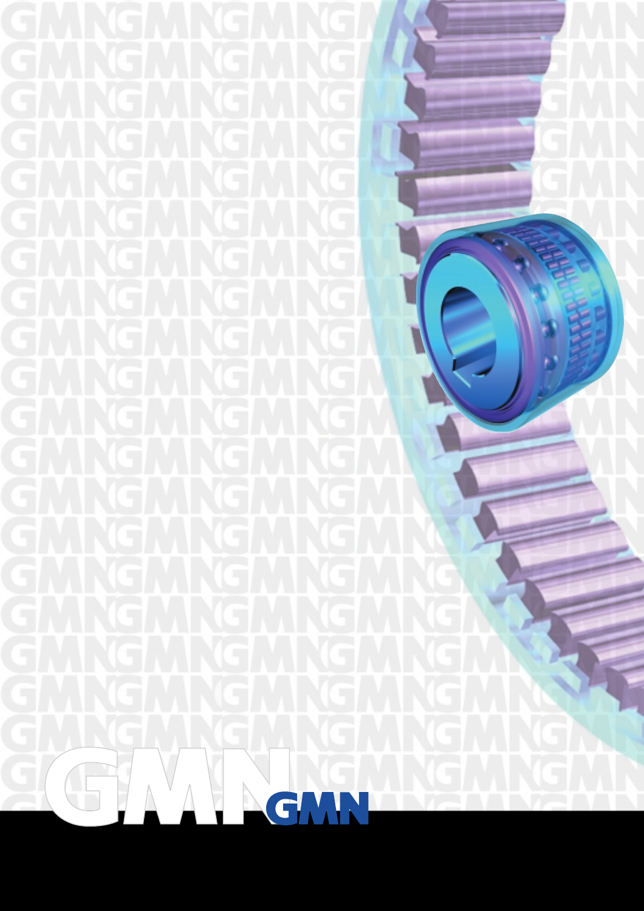GMN

GMN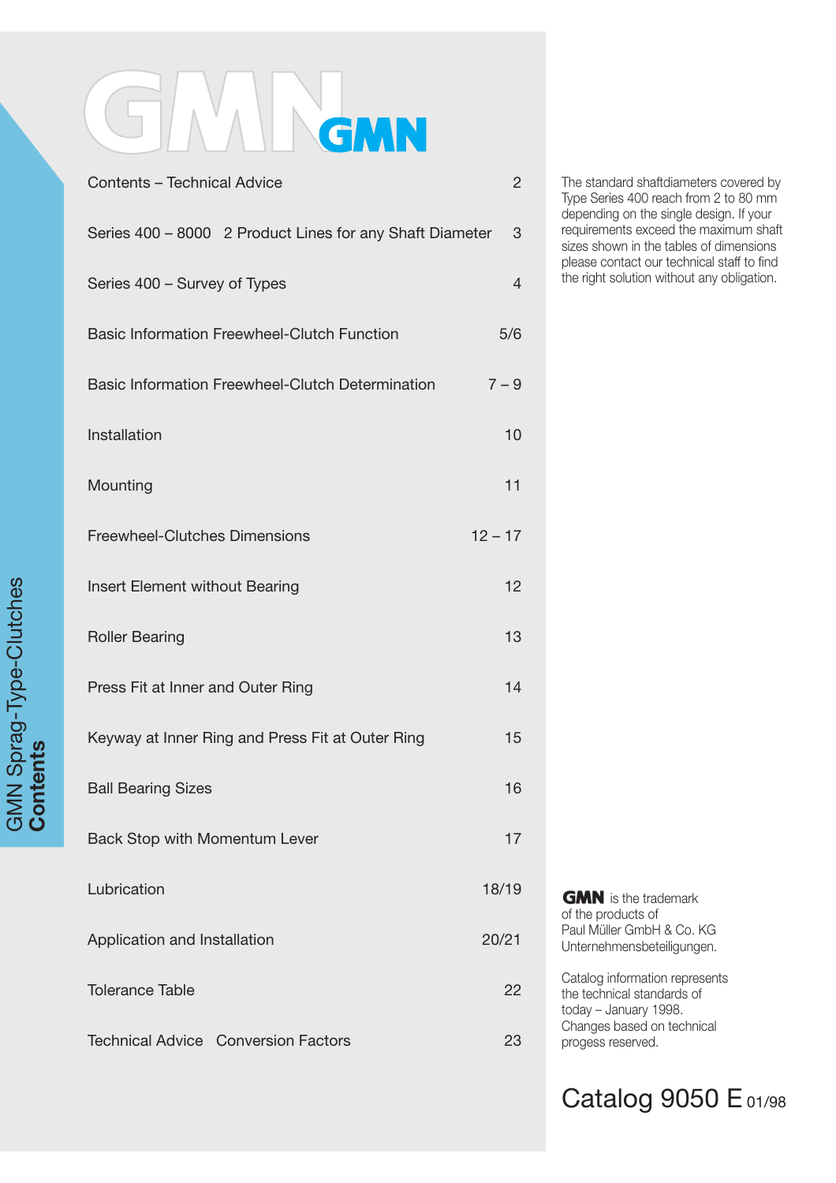GMN

# GMN Sprag-Type-Clutches **Contents**

| | |
|---|---|
| Contents – Technical Advice | 2 |
| Series 400 – 8000   2 Product Lines for any Shaft Diameter | 3 |
| Series 400 – Survey of Types | 4 |
| Basic Information Freewheel-Clutch Function | 5/6 |
| Basic Information Freewheel-Clutch Determination | 7 – 9 |
| Installation | 10 |
| Mounting | 11 |
| Freewheel-Clutches Dimensions | 12 – 17 |
| Insert Element without Bearing | 12 |
| Roller Bearing | 13 |
| Press Fit at Inner and Outer Ring | 14 |
| Keyway at Inner Ring and Press Fit at Outer Ring | 15 |
| Ball Bearing Sizes | 16 |
| Back Stop with Momentum Lever | 17 |
| Lubrication | 18/19 |
| Application and Installation | 20/21 |
| Tolerance Table | 22 |
| Technical Advice   Conversion Factors | 23 |

The standard shaftdiameters covered by Type Series 400 reach from 2 to 80 mm depending on the single design. If your requirements exceed the maximum shaft sizes shown in the tables of dimensions please contact our technical staff to find the right solution without any obligation.

**GMN** is the trademark of the products of Paul Müller GmbH & Co. KG Unternehmensbeteiligungen.

Catalog information represents the technical standards of today – January 1998. Changes based on technical progess reserved.

Catalog 9050 E 01/98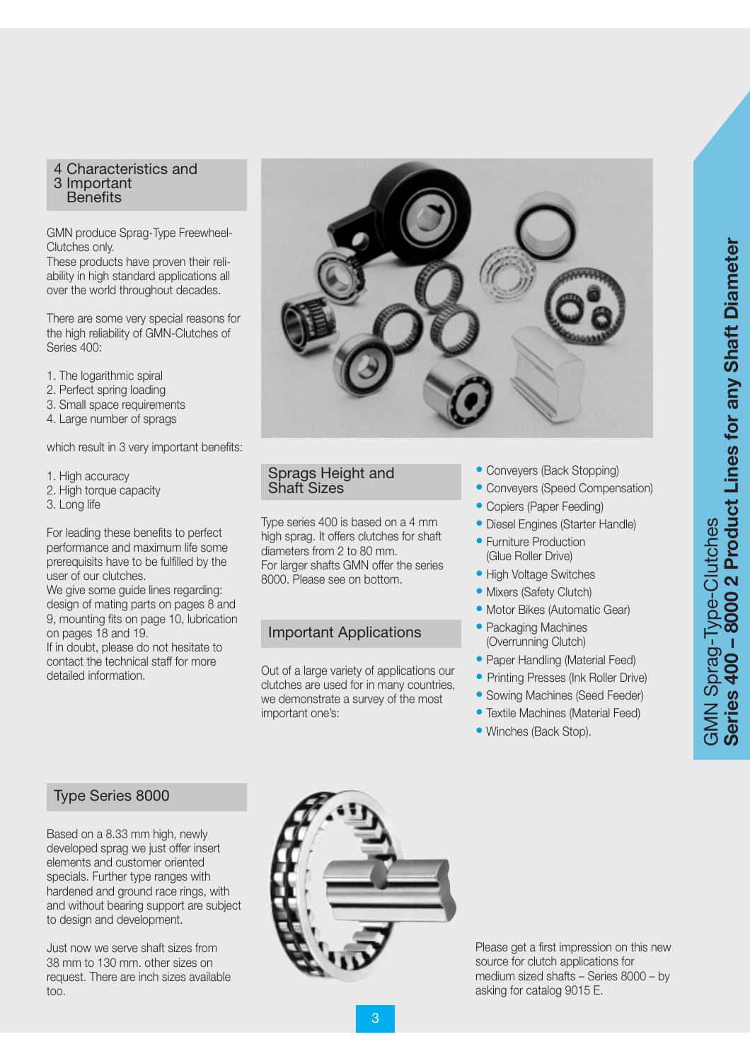## 4.3 Characteristics and Important Benefits

GMN produce Sprag-Type Freewheel-Clutches only.
These products have proven their reliability in high standard applications all over the world throughout decades.

There are some very special reasons for the high reliability of GMN-Clutches of Series 400:

1. The logarithmic spiral
2. Perfect spring loading
3. Small space requirements
4. Large number of sprags

which result in 3 very important benefits:

1. High accuracy
2. High torque capacity
3. Long life

For leading these benefits to perfect performance and maximum life some prerequisits have to be fulfilled by the user of our clutches.
We give some guide lines regarding: design of mating parts on pages 8 and 9, mounting fits on page 10, lubrication on pages 18 and 19.
If in doubt, please do not hesitate to contact the technical staff for more detailed information.

## Sprags Height and Shaft Sizes

Type series 400 is based on a 4 mm high sprag. It offers clutches for shaft diameters from 2 to 80 mm.
For larger shafts GMN offer the series 8000. Please see on bottom.

## Important Applications

Out of a large variety of applications our clutches are used for in many countries, we demonstrate a survey of the most important one's:

- Conveyers (Back Stopping)
- Conveyers (Speed Compensation)
- Copiers (Paper Feeding)
- Diesel Engines (Starter Handle)
- Furniture Production (Glue Roller Drive)
- High Voltage Switches
- Mixers (Safety Clutch)
- Motor Bikes (Automatic Gear)
- Packaging Machines (Overrunning Clutch)
- Paper Handling (Material Feed)
- Printing Presses (Ink Roller Drive)
- Sowing Machines (Seed Feeder)
- Textile Machines (Material Feed)
- Winches (Back Stop).

## Type Series 8000

Based on a 8.33 mm high, newly developed sprag we just offer insert elements and customer oriented specials. Further type ranges with hardened and ground race rings, with and without bearing support are subject to design and development.

Just now we serve shaft sizes from 38 mm to 130 mm. other sizes on request. There are inch sizes available too.

Please get a first impression on this new source for clutch applications for medium sized shafts – Series 8000 – by asking for catalog 9015 E.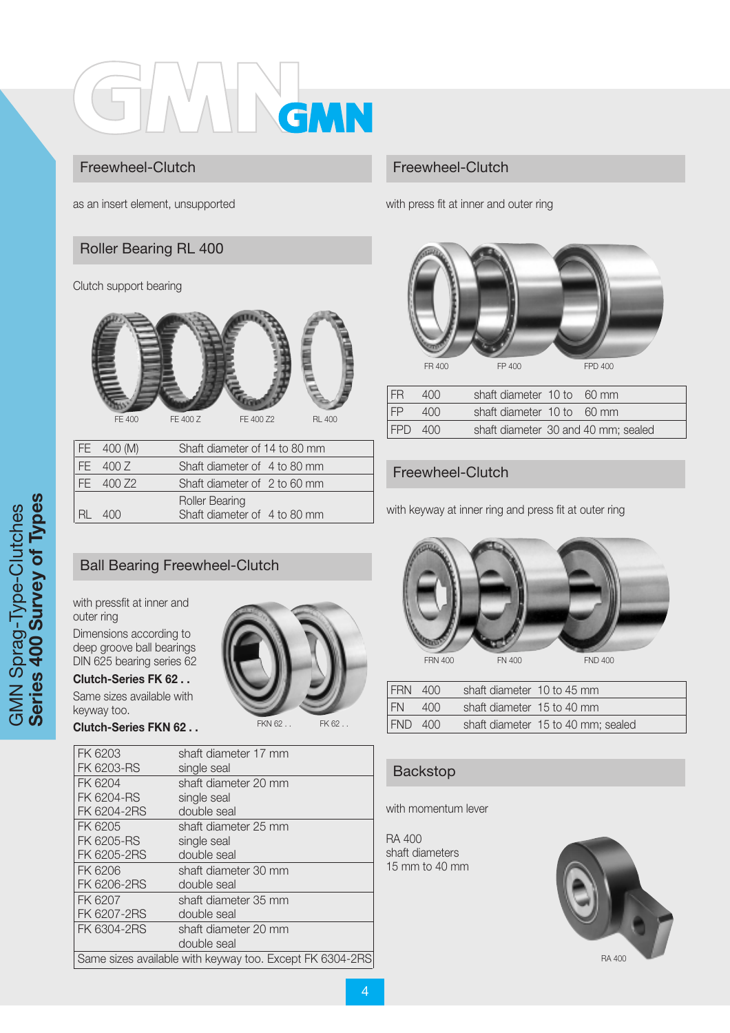GMN

## Freewheel-Clutch

as an insert element, unsupported

## Roller Bearing RL 400

Clutch support bearing

FE 400 FE 400 Z FE 400 Z2 RL 400

| | | |
|---|---|---|
| FE | 400 (M) | Shaft diameter of 14 to 80 mm |
| FE | 400 Z | Shaft diameter of 4 to 80 mm |
| FE | 400 Z2 | Shaft diameter of 2 to 60 mm |
| RL | 400 | Roller Bearing<br>Shaft diameter of 4 to 80 mm |

## Ball Bearing Freewheel-Clutch

with pressfit at inner and outer ring

Dimensions according to deep groove ball bearings DIN 625 bearing series 62

**Clutch-Series FK 62 . .**

Same sizes available with keyway too.

**Clutch-Series FKN 62 . .**

FKN 62 . . FK 62 . .

| | |
|---|---|
| FK 6203<br>FK 6203-RS | shaft diameter 17 mm<br>single seal |
| FK 6204<br>FK 6204-RS<br>FK 6204-2RS | shaft diameter 20 mm<br>single seal<br>double seal |
| FK 6205<br>FK 6205-RS<br>FK 6205-2RS | shaft diameter 25 mm<br>single seal<br>double seal |
| FK 6206<br>FK 6206-2RS | shaft diameter 30 mm<br>double seal |
| FK 6207<br>FK 6207-2RS | shaft diameter 35 mm<br>double seal |
| FK 6304-2RS | shaft diameter 20 mm<br>double seal |
| Same sizes available with keyway too. Except FK 6304-2RS | |

## Freewheel-Clutch

with press fit at inner and outer ring

FR 400 FP 400 FPD 400

| | | |
|---|---|---|
| FR | 400 | shaft diameter 10 to 60 mm |
| FP | 400 | shaft diameter 10 to 60 mm |
| FPD | 400 | shaft diameter 30 and 40 mm; sealed |

## Freewheel-Clutch

with keyway at inner ring and press fit at outer ring

FRN 400 FN 400 FND 400

| | | |
|---|---|---|
| FRN | 400 | shaft diameter 10 to 45 mm |
| FN | 400 | shaft diameter 15 to 40 mm |
| FND | 400 | shaft diameter 15 to 40 mm; sealed |

## Backstop

with momentum lever

RA 400
shaft diameters
15 mm to 40 mm

RA 400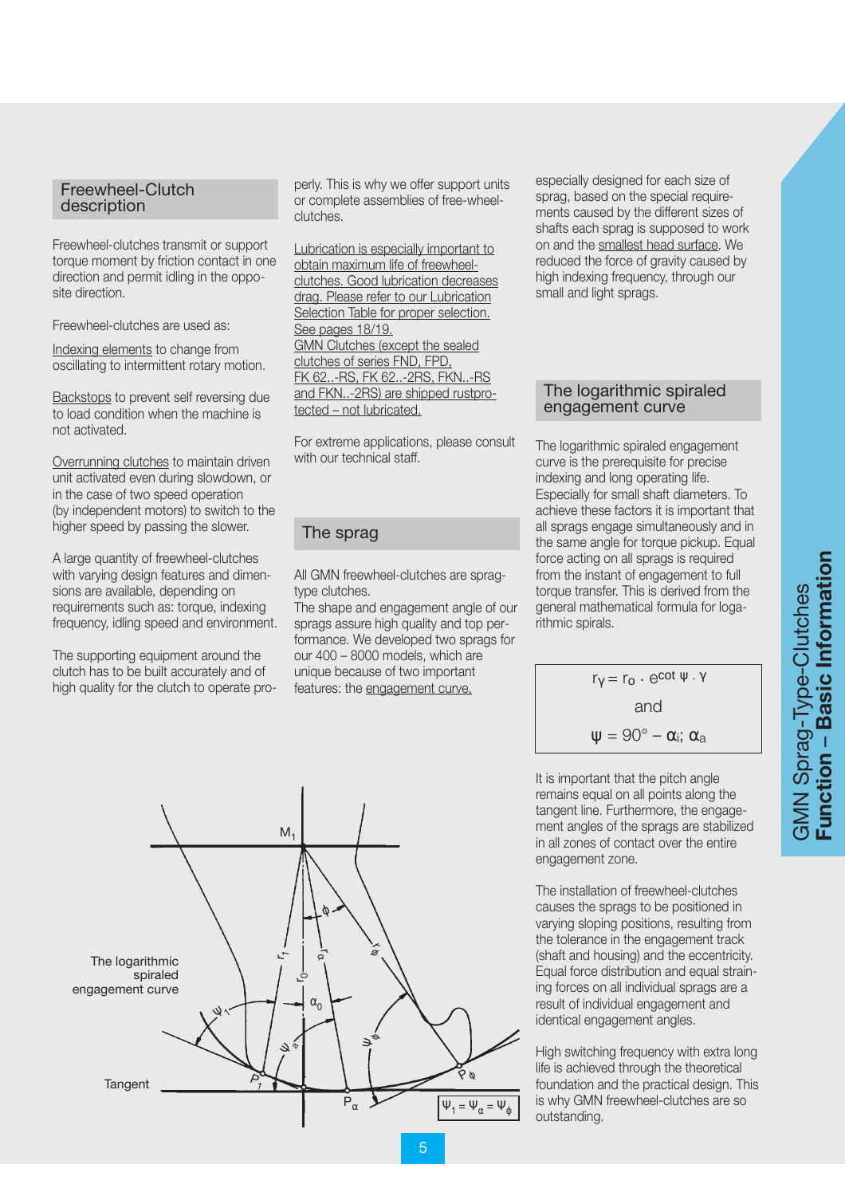## Freewheel-Clutch description

Freewheel-clutches transmit or support torque moment by friction contact in one direction and permit idling in the opposite direction.

Freewheel-clutches are used as:

Indexing elements to change from oscillating to intermittent rotary motion.

Backstops to prevent self reversing due to load condition when the machine is not activated.

Overrunning clutches to maintain driven unit activated even during slowdown, or in the case of two speed operation (by independent motors) to switch to the higher speed by passing the slower.

A large quantity of freewheel-clutches with varying design features and dimensions are available, depending on requirements such as: torque, indexing frequency, idling speed and environment.

The supporting equipment around the clutch has to be built accurately and of high quality for the clutch to operate properly. This is why we offer support units or complete assemblies of free-wheel-clutches.

Lubrication is especially important to obtain maximum life of freewheel-clutches. Good lubrication decreases drag. Please refer to our Lubrication Selection Table for proper selection. See pages 18/19.
GMN Clutches (except the sealed clutches of series FND, FPD, FK 62..-RS, FK 62..-2RS, FKN..-RS and FKN..-2RS) are shipped rustprotected – not lubricated.

For extreme applications, please consult with our technical staff.

## The sprag

All GMN freewheel-clutches are sprag-type clutches.
The shape and engagement angle of our sprags assure high quality and top performance. We developed two sprags for our 400 – 8000 models, which are unique because of two important features: the engagement curve, especially designed for each size of sprag, based on the special requirements caused by the different sizes of shafts each sprag is supposed to work on and the smallest head surface. We reduced the force of gravity caused by high indexing frequency, through our small and light sprags.

## The logarithmic spiraled engagement curve

The logarithmic spiraled engagement curve is the prerequisite for precise indexing and long operating life. Especially for small shaft diameters. To achieve these factors it is important that all sprags engage simultaneously and in the same angle for torque pickup. Equal force acting on all sprags is required from the instant of engagement to full torque transfer. This is derived from the general mathematical formula for logarithmic spirals.

$$r_\gamma = r_o \cdot e^{\cot \psi \cdot \gamma}$$

and

$$\psi = 90° - \alpha_i;\ \alpha_a$$

It is important that the pitch angle remains equal on all points along the tangent line. Furthermore, the engagement angles of the sprags are stabilized in all zones of contact over the entire engagement zone.

The installation of freewheel-clutches causes the sprags to be positioned in varying sloping positions, resulting from the tolerance in the engagement track (shaft and housing) and the eccentricity. Equal force distribution and equal straining forces on all individual sprags are a result of individual engagement and identical engagement angles.

High switching frequency with extra long life is achieved through the theoretical foundation and the practical design. This is why GMN freewheel-clutches are so outstanding.

The logarithmic spiraled engagement curve

Tangent

$\psi_1 = \psi_\alpha = \psi_\phi$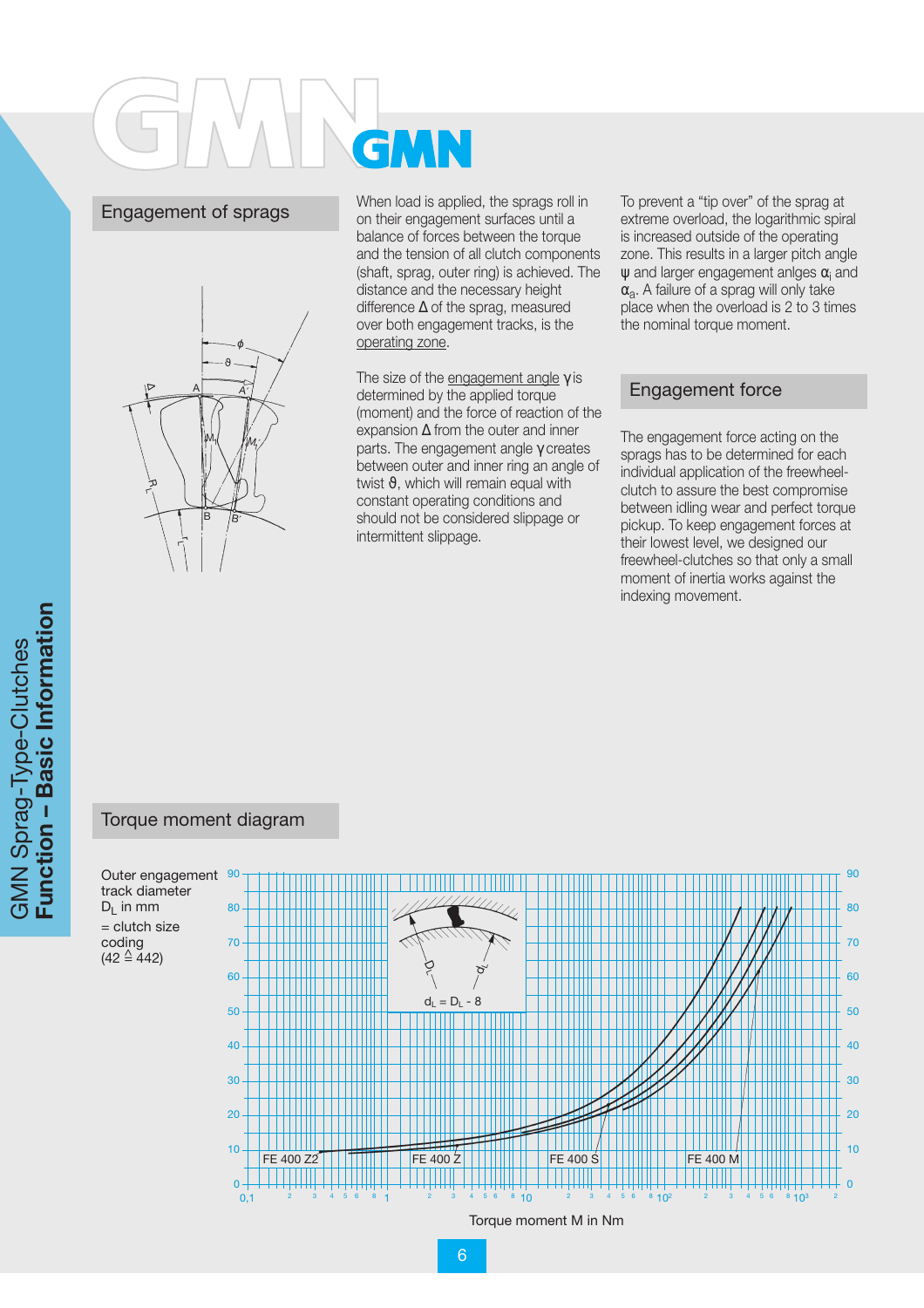## Engagement of sprags

When load is applied, the sprags roll in on their engagement surfaces until a balance of forces between the torque and the tension of all clutch components (shaft, sprag, outer ring) is achieved. The distance and the necessary height difference Δ of the sprag, measured over both engagement tracks, is the operating zone.

The size of the engagement angle γ is determined by the applied torque (moment) and the force of reaction of the expansion Δ from the outer and inner parts. The engagement angle γ creates between outer and inner ring an angle of twist ϑ, which will remain equal with constant operating conditions and should not be considered slippage or intermittent slippage.

To prevent a "tip over" of the sprag at extreme overload, the logarithmic spiral is increased outside of the operating zone. This results in a larger pitch angle ψ and larger engagement anlges $\alpha_i$ and $\alpha_a$. A failure of a sprag will only take place when the overload is 2 to 3 times the nominal torque moment.

## Engagement force

The engagement force acting on the sprags has to be determined for each individual application of the freewheel-clutch to assure the best compromise between idling wear and perfect torque pickup. To keep engagement forces at their lowest level, we designed our freewheel-clutches so that only a small moment of inertia works against the indexing movement.

## Torque moment diagram

Outer engagement track diameter $D_L$ in mm = clutch size coding (42 ≙ 442)

$d_L = D_L - 8$

FE 400 Z2, FE 400 Z, FE 400 S, FE 400 M

Torque moment M in Nm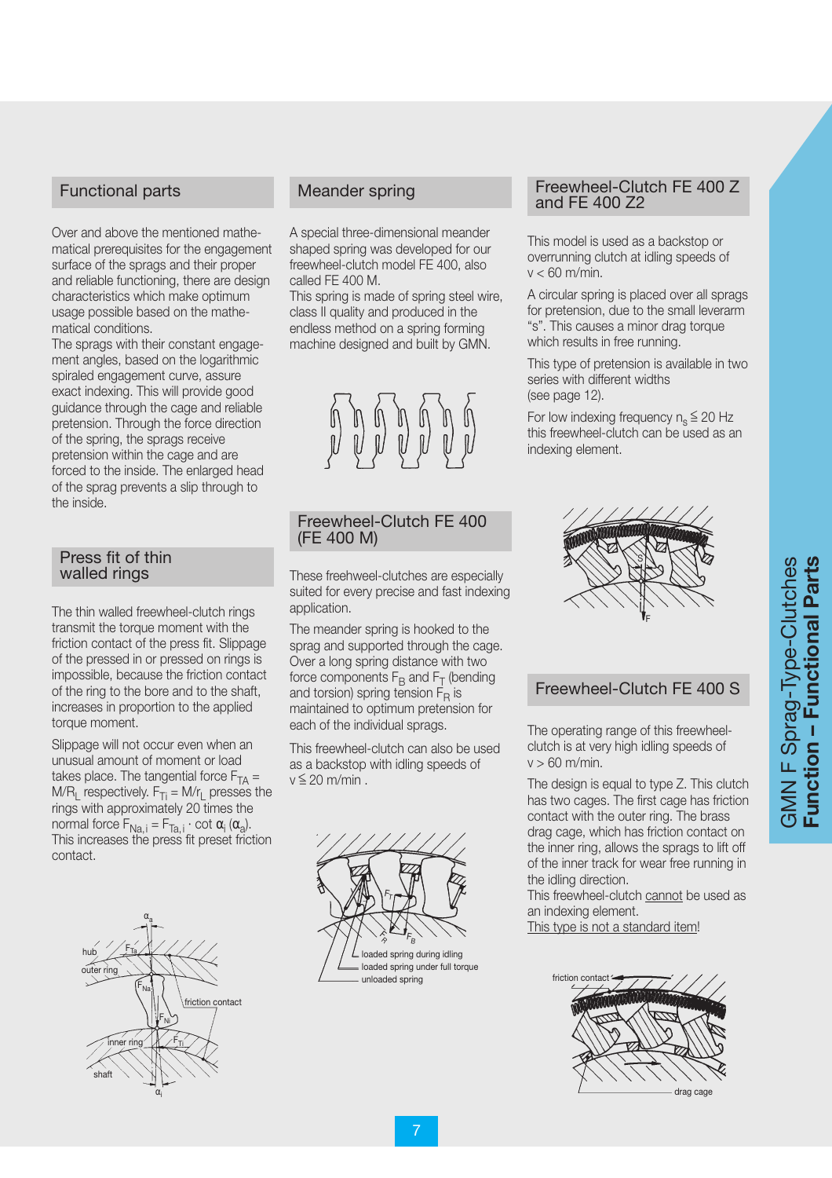## Functional parts

Over and above the mentioned mathematical prerequisites for the engagement surface of the sprags and their proper and reliable functioning, there are design characteristics which make optimum usage possible based on the mathematical conditions.
The sprags with their constant engagement angles, based on the logarithmic spiraled engagement curve, assure exact indexing. This will provide good guidance through the cage and reliable pretension. Through the force direction of the spring, the sprags receive pretension within the cage and are forced to the inside. The enlarged head of the sprag prevents a slip through to the inside.

## Press fit of thin walled rings

The thin walled freewheel-clutch rings transmit the torque moment with the friction contact of the press fit. Slippage of the pressed in or pressed on rings is impossible, because the friction contact of the ring to the bore and to the shaft, increases in proportion to the applied torque moment.

Slippage will not occur even when an unusual amount of moment or load takes place. The tangential force $F_{TA} = M/R_L$ respectively. $F_{Ti} = M/r_L$ presses the rings with approximately 20 times the normal force $F_{Na,i} = F_{Ta,i} \cdot \cot \alpha_i$ ($\alpha_a$). This increases the press fit preset friction contact.

## Meander spring

A special three-dimensional meander shaped spring was developed for our freewheel-clutch model FE 400, also called FE 400 M.
This spring is made of spring steel wire, class II quality and produced in the endless method on a spring forming machine designed and built by GMN.

## Freewheel-Clutch FE 400 (FE 400 M)

These freewheel-clutches are especially suited for every precise and fast indexing application.

The meander spring is hooked to the sprag and supported through the cage. Over a long spring distance with two force components $F_B$ and $F_T$ (bending and torsion) spring tension $F_R$ is maintained to optimum pretension for each of the individual sprags.

This freewheel-clutch can also be used as a backstop with idling speeds of $v \leqq 20$ m/min .

## Freewheel-Clutch FE 400 Z and FE 400 Z2

This model is used as a backstop or overrunning clutch at idling speeds of $v < 60$ m/min.

A circular spring is placed over all sprags for pretension, due to the small leverarm "s". This causes a minor drag torque which results in free running.

This type of pretension is available in two series with different widths (see page 12).

For low indexing frequency $n_s \leqq 20$ Hz this freewheel-clutch can be used as an indexing element.

## Freewheel-Clutch FE 400 S

The operating range of this freewheel-clutch is at very high idling speeds of $v > 60$ m/min.

The design is equal to type Z. This clutch has two cages. The first cage has friction contact with the outer ring. The brass drag cage, which has friction contact on the inner ring, allows the sprags to lift off of the inner track for wear free running in the idling direction.
This freewheel-clutch <u>cannot</u> be used as an indexing element.
<u>This type is not a standard item</u>!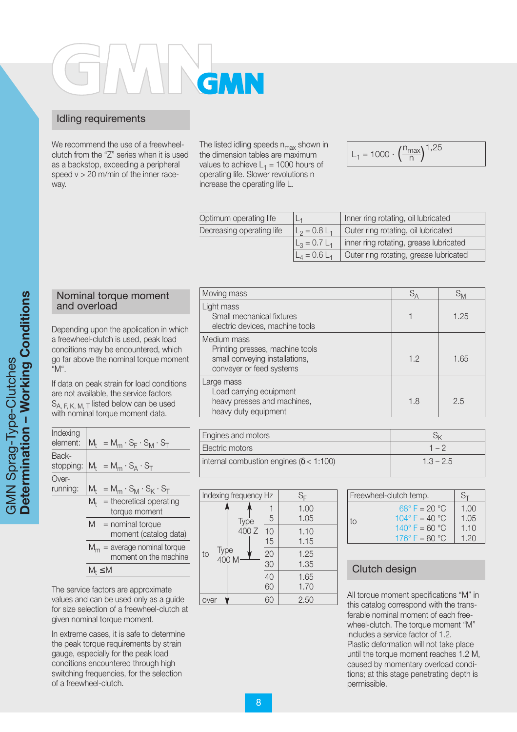# GMN

## Idling requirements

We recommend the use of a freewheel-clutch from the "Z" series when it is used as a backstop, exceeding a peripheral speed v > 20 m/min of the inner raceway.

The listed idling speeds $n_{max}$ shown in the dimension tables are maximum values to achieve $L_1$ = 1000 hours of operating life. Slower revolutions n increase the operating life L.

$$L_1 = 1000 \cdot \left(\frac{n_{max}}{n}\right)^{1,25}$$

| | | |
|---|---|---|
| Optimum operating life | $L_1$ | Inner ring rotating, oil lubricated |
| Decreasing operating life | $L_2 = 0.8\ L_1$ | Outer ring rotating, oil lubricated |
| | $L_3 = 0.7\ L_1$ | inner ring rotating, grease lubricated |
| | $L_4 = 0.6\ L_1$ | Outer ring rotating, grease lubricated |

## Nominal torque moment and overload

Depending upon the application in which a freewheel-clutch is used, peak load conditions may be encountered, which go far above the nominal torque moment "M".

If data on peak strain for load conditions are not available, the service factors $S_{A,\ F,\ K,\ M,\ T}$ listed below can be used with nominal torque moment data.

| | |
|---|---|
| Indexing element: | $M_t = M_m \cdot S_F \cdot S_M \cdot S_T$ |
| Back-stopping: | $M_t = M_m \cdot S_A \cdot S_T$ |
| Over-running: | $M_t = M_m \cdot S_M \cdot S_K \cdot S_T$ |
| | $M_t$ = theoretical operating torque moment |
| | M = nominal torque moment (catalog data) |
| | $M_m$ = average nominal torque moment on the machine |
| | $M_t \leq M$ |

The service factors are approximate values and can be used only as a guide for size selection of a freewheel-clutch at given nominal torque moment.

In extreme cases, it is safe to determine the peak torque requirements by strain gauge, especially for the peak load conditions encountered through high switching frequencies, for the selection of a freewheel-clutch.

| Moving mass | $S_A$ | $S_M$ |
|---|---|---|
| Light mass<br>Small mechanical fixtures<br>electric devices, machine tools | 1 | 1.25 |
| Medium mass<br>Printing presses, machine tools<br>small conveying installations,<br>conveyer or feed systems | 1.2 | 1.65 |
| Large mass<br>Load carrying equipment<br>heavy presses and machines,<br>heavy duty equipment | 1.8 | 2.5 |

| Engines and motors | $S_K$ |
|---|---|
| Electric motors | 1 – 2 |
| internal combustion engines ($\delta$ < 1:100) | 1.3 – 2.5 |

| Indexing frequency Hz | | $S_F$ |
|---|---|---|
| Type 400 Z | 1 | 1.00 |
| | 5 | 1.05 |
| | 10 | 1.10 |
| | 15 | 1.15 |
| to Type 400 M | 20 | 1.25 |
| | 30 | 1.35 |
| | 40 | 1.65 |
| | 60 | 1.70 |
| over | 60 | 2.50 |

| Freewheel-clutch temp. | $S_T$ |
|---|---|
| to 68° F = 20 °C | 1.00 |
| 104° F = 40 °C | 1.05 |
| 140° F = 60 °C | 1.10 |
| 176° F = 80 °C | 1.20 |

## Clutch design

All torque moment specifications "M" in this catalog correspond with the transferable nominal moment of each freewheel-clutch. The torque moment "M" includes a service factor of 1.2. Plastic deformation will not take place until the torque moment reaches 1.2 M, caused by momentary overload conditions; at this stage penetrating depth is permissible.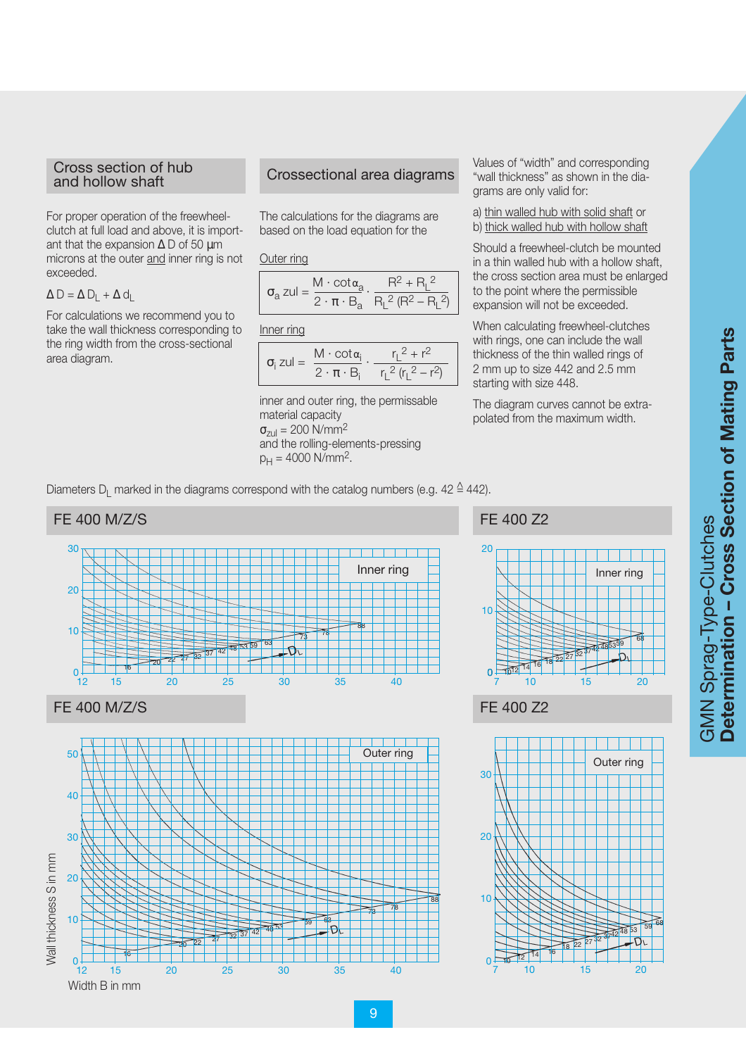## Cross section of hub and hollow shaft

For proper operation of the freewheel-clutch at full load and above, it is important that the expansion $\Delta D$ of 50 µm microns at the outer and inner ring is not exceeded.

$\Delta D = \Delta D_L + \Delta d_L$

For calculations we recommend you to take the wall thickness corresponding to the ring width from the cross-sectional area diagram.

## Crossectional area diagrams

The calculations for the diagrams are based on the load equation for the

Outer ring

$$\sigma_a\, zul = \frac{M \cdot \cot\alpha_a}{2 \cdot \pi \cdot B_a} \cdot \frac{R^2 + R_L^2}{R_L^2\,(R^2 - R_L^2)}$$

Inner ring

$$\sigma_i\, zul = \frac{M \cdot \cot\alpha_i}{2 \cdot \pi \cdot B_i} \cdot \frac{r_L^2 + r^2}{r_L^2\,(r_L^2 - r^2)}$$

inner and outer ring, the permissable material capacity
$\sigma_{zul}$ = 200 N/mm²
and the rolling-elements-pressing
$p_H$ = 4000 N/mm².

Values of "width" and corresponding "wall thickness" as shown in the diagrams are only valid for:

a) thin walled hub with solid shaft or
b) thick walled hub with hollow shaft

Should a freewheel-clutch be mounted in a thin walled hub with a hollow shaft, the cross section area must be enlarged to the point where the permissible expansion will not be exceeded.

When calculating freewheel-clutches with rings, one can include the wall thickness of the thin walled rings of 2 mm up to size 442 and 2.5 mm starting with size 448.

The diagram curves cannot be extrapolated from the maximum width.

Diameters $D_L$ marked in the diagrams correspond with the catalog numbers (e.g. 42 ≙ 442).

### FE 400 M/Z/S

Inner ring — Wall thickness S in mm vs. Width B in mm (curves $D_L$: 16, 20, 22, 27, 32, 37, 42, 48, 53, 59, 63, 73, 78, 88)

### FE 400 Z2

Inner ring — Wall thickness S in mm vs. Width B in mm (curves $D_L$: 10, 12, 14, 16, 18, 22, 27, 32, 37, 42, 48, 53, 59, 68)

### FE 400 M/Z/S

Outer ring — Wall thickness S in mm vs. Width B in mm (curves $D_L$: 16, 20, 22, 27, 32, 37, 42, 48, 53, 59, 63, 73, 78, 88)

### FE 400 Z2

Outer ring — Wall thickness S in mm vs. Width B in mm (curves $D_L$: 10, 12, 14, 16, 18, 22, 27, 32, 37, 42, 48, 53, 59, 68)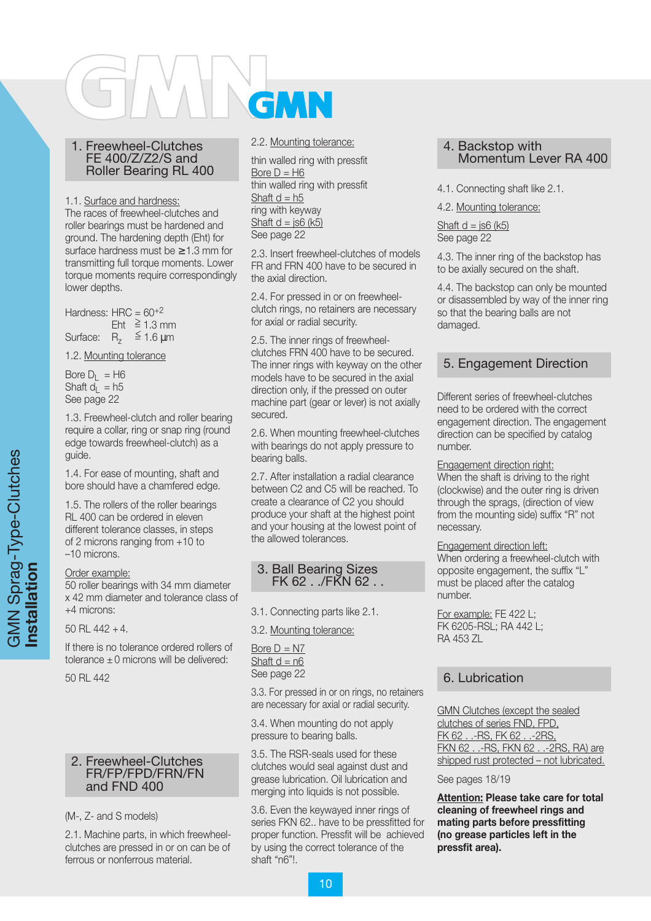## 1. Freewheel-Clutches FE 400/Z/Z2/S and Roller Bearing RL 400

1.1. Surface and hardness:
The races of freewheel-clutches and roller bearings must be hardened and ground. The hardening depth (Eht) for surface hardness must be ≥1.3 mm for transmitting full torque moments. Lower torque moments require correspondingly lower depths.

Hardness: HRC = $60^{+2}$
Eht $\geqq$ 1.3 mm
Surface: $R_z$ $\leqq$ 1.6 µm

1.2. Mounting tolerance

Bore $D_L$ = H6
Shaft $d_L$ = h5
See page 22

1.3. Freewheel-clutch and roller bearing require a collar, ring or snap ring (round edge towards freewheel-clutch) as a guide.

1.4. For ease of mounting, shaft and bore should have a chamfered edge.

1.5. The rollers of the roller bearings RL 400 can be ordered in eleven different tolerance classes, in steps of 2 microns ranging from +10 to –10 microns.

Order example:
50 roller bearings with 34 mm diameter x 42 mm diameter and tolerance class of +4 microns:

50 RL 442 + 4.

If there is no tolerance ordered rollers of tolerance ± 0 microns will be delivered:

50 RL 442

## 2. Freewheel-Clutches FR/FP/FPD/FRN/FN and FND 400

(M-, Z- and S models)

2.1. Machine parts, in which freewheel-clutches are pressed in or on can be of ferrous or nonferrous material.

2.2. Mounting tolerance:

thin walled ring with pressfit
Bore D = H6
thin walled ring with pressfit
Shaft d = h5
ring with keyway
Shaft d = js6 (k5)
See page 22

2.3. Insert freewheel-clutches of models FR and FRN 400 have to be secured in the axial direction.

2.4. For pressed in or on freewheel-clutch rings, no retainers are necessary for axial or radial security.

2.5. The inner rings of freewheel-clutches FRN 400 have to be secured. The inner rings with keyway on the other models have to be secured in the axial direction only, if the pressed on outer machine part (gear or lever) is not axially secured.

2.6. When mounting freewheel-clutches with bearings do not apply pressure to bearing balls.

2.7. After installation a radial clearance between C2 and C5 will be reached. To create a clearance of C2 you should produce your shaft at the highest point and your housing at the lowest point of the allowed tolerances.

## 3. Ball Bearing Sizes FK 62 . ./FKN 62 . .

3.1. Connecting parts like 2.1.

3.2. Mounting tolerance:

Bore D = N7
Shaft d = n6
See page 22

3.3. For pressed in or on rings, no retainers are necessary for axial or radial security.

3.4. When mounting do not apply pressure to bearing balls.

3.5. The RSR-seals used for these clutches would seal against dust and grease lubrication. Oil lubrication and merging into liquids is not possible.

3.6. Even the keywayed inner rings of series FKN 62.. have to be pressfitted for proper function. Pressfit will be achieved by using the correct tolerance of the shaft "n6"!.

## 4. Backstop with Momentum Lever RA 400

4.1. Connecting shaft like 2.1.

4.2. Mounting tolerance:

Shaft d = js6 (k5)
See page 22

4.3. The inner ring of the backstop has to be axially secured on the shaft.

4.4. The backstop can only be mounted or disassembled by way of the inner ring so that the bearing balls are not damaged.

## 5. Engagement Direction

Different series of freewheel-clutches need to be ordered with the correct engagement direction. The engagement direction can be specified by catalog number.

Engagement direction right:
When the shaft is driving to the right (clockwise) and the outer ring is driven through the sprags, (direction of view from the mounting side) suffix "R" not necessary.

Engagement direction left:
When ordering a freewheel-clutch with opposite engagement, the suffix "L" must be placed after the catalog number.

For example: FE 422 L;
FK 6205-RSL; RA 442 L;
RA 453 ZL

## 6. Lubrication

GMN Clutches (except the sealed clutches of series FND, FPD, FK 62 . .-RS, FK 62 . .-2RS, FKN 62 . .-RS, FKN 62 . .-2RS, RA) are shipped rust protected – not lubricated.

See pages 18/19

**Attention: Please take care for total cleaning of freewheel rings and mating parts before pressfitting (no grease particles left in the pressfit area).**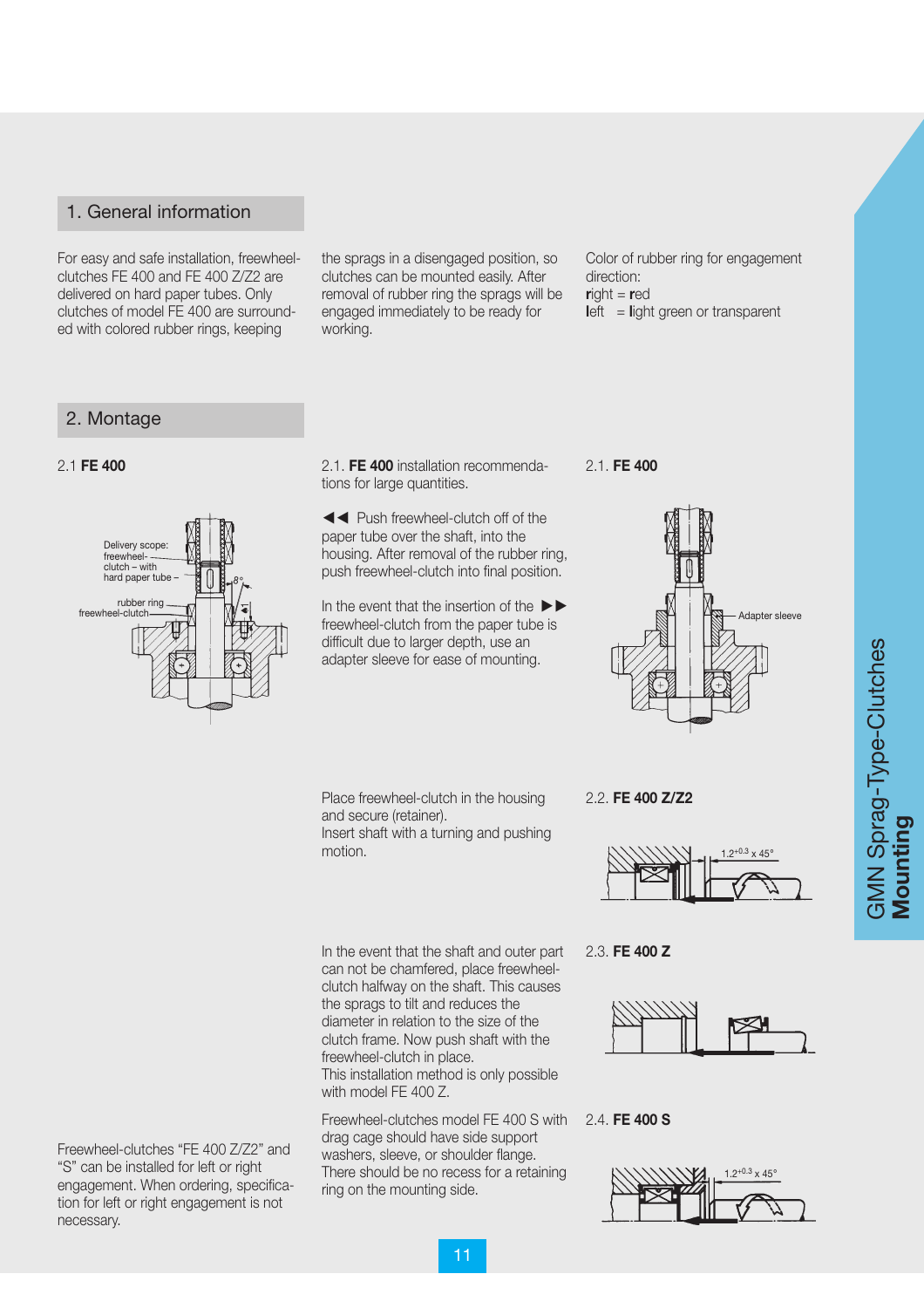## 1. General information

For easy and safe installation, freewheel-clutches FE 400 and FE 400 Z/Z2 are delivered on hard paper tubes. Only clutches of model FE 400 are surrounded with colored rubber rings, keeping the sprags in a disengaged position, so clutches can be mounted easily. After removal of rubber ring the sprags will be engaged immediately to be ready for working.

Color of rubber ring for engagement direction:
**r**ight = **r**ed
**l**eft = **l**ight green or transparent

## 2. Montage

2.1 **FE 400**

Delivery scope: freewheel-clutch – with hard paper tube –

rubber ring

freewheel-clutch

8°

2.1. **FE 400** installation recommendations for large quantities.

◀◀ Push freewheel-clutch off of the paper tube over the shaft, into the housing. After removal of the rubber ring, push freewheel-clutch into final position.

In the event that the insertion of the ▶▶ freewheel-clutch from the paper tube is difficult due to larger depth, use an adapter sleeve for ease of mounting.

2.1. **FE 400**

Adapter sleeve

Place freewheel-clutch in the housing and secure (retainer).
Insert shaft with a turning and pushing motion.

2.2. **FE 400 Z/Z2**

$1.2^{+0.3}$ x 45°

In the event that the shaft and outer part can not be chamfered, place freewheel-clutch halfway on the shaft. This causes the sprags to tilt and reduces the diameter in relation to the size of the clutch frame. Now push shaft with the freewheel-clutch in place.
This installation method is only possible with model FE 400 Z.

2.3. **FE 400 Z**

Freewheel-clutches "FE 400 Z/Z2" and "S" can be installed for left or right engagement. When ordering, specification for left or right engagement is not necessary.

Freewheel-clutches model FE 400 S with drag cage should have side support washers, sleeve, or shoulder flange. There should be no recess for a retaining ring on the mounting side.

2.4. **FE 400 S**

$1.2^{+0.3}$ x 45°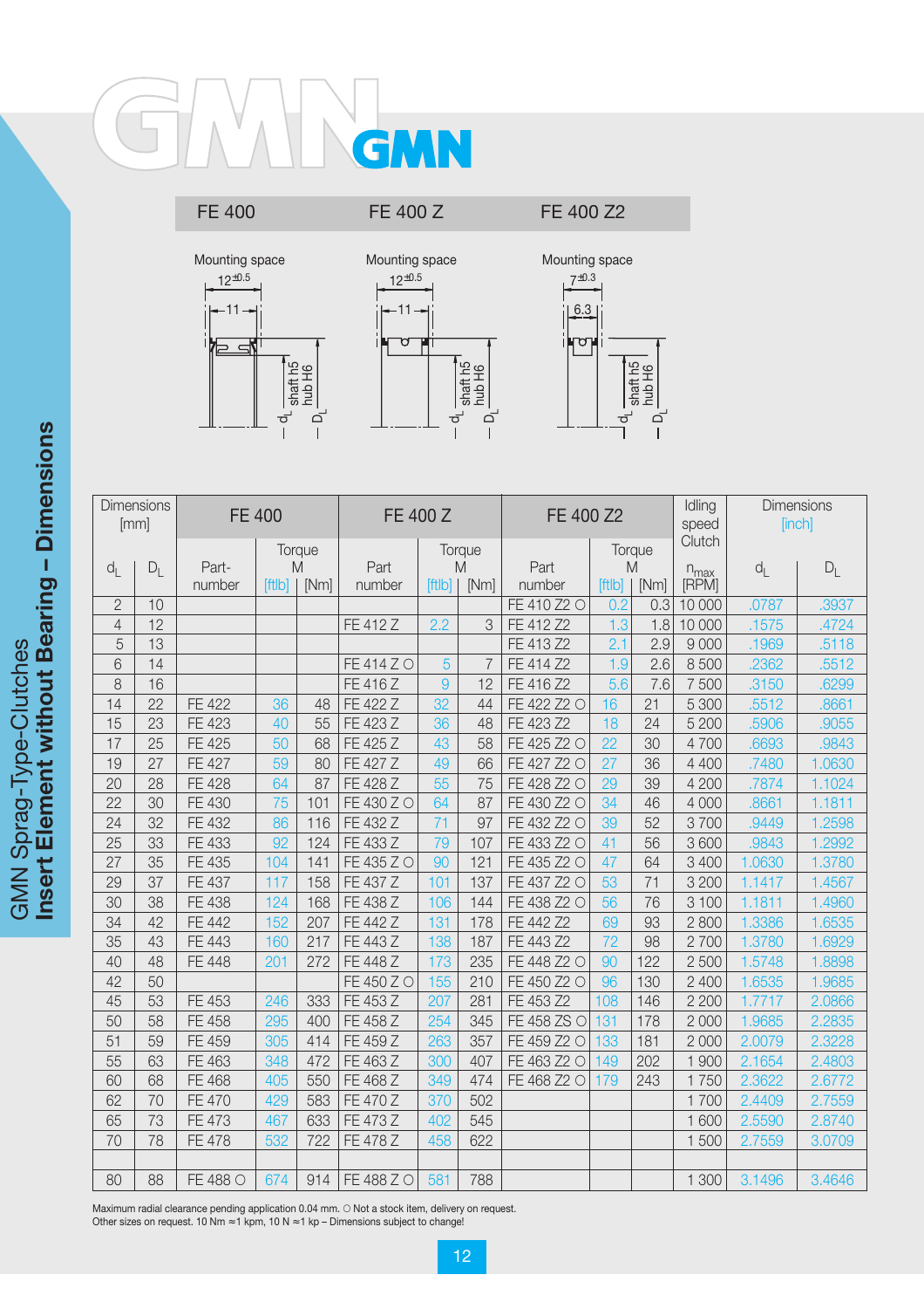# GMN

## GMN Sprag-Type-Clutches
## Insert Element without Bearing – Dimensions

| FE 400 | FE 400 Z | FE 400 Z2 |
|---|---|---|
| Mounting space $12^{\pm 0.5}$, 11 | Mounting space $12^{\pm 0.5}$, 11 | Mounting space $7^{\pm 0.3}$, 6.3 |
| shaft h5 $d_L$, hub H6 $D_L$ | shaft h5 $d_L$, hub H6 $D_L$ | shaft h5 $d_L$, hub H6 $D_L$ |

| Dimensions [mm] | | FE 400 | | | FE 400 Z | | | FE 400 Z2 | | | Idling speed Clutch | Dimensions [inch] | |
|---|---|---|---|---|---|---|---|---|---|---|---|---|---|
| $d_L$ | $D_L$ | Part-number | Torque M [ftlb] | Torque M [Nm] | Part number | Torque M [ftlb] | Torque M [Nm] | Part number | Torque M [ftlb] | Torque M [Nm] | $n_{max}$ [RPM] | $d_L$ | $D_L$ |
| 2 | 10 | | | | | | | FE 410 Z2 ○ | 0.2 | 0.3 | 10 000 | .0787 | .3937 |
| 4 | 12 | | | | FE 412 Z | 2.2 | 3 | FE 412 Z2 | 1.3 | 1.8 | 10 000 | .1575 | .4724 |
| 5 | 13 | | | | | | | FE 413 Z2 | 2.1 | 2.9 | 9 000 | .1969 | .5118 |
| 6 | 14 | | | | FE 414 Z ○ | 5 | 7 | FE 414 Z2 | 1.9 | 2.6 | 8 500 | .2362 | .5512 |
| 8 | 16 | | | | FE 416 Z | 9 | 12 | FE 416 Z2 | 5.6 | 7.6 | 7 500 | .3150 | .6299 |
| 14 | 22 | FE 422 | 36 | 48 | FE 422 Z | 32 | 44 | FE 422 Z2 ○ | 16 | 21 | 5 300 | .5512 | .8661 |
| 15 | 23 | FE 423 | 40 | 55 | FE 423 Z | 36 | 48 | FE 423 Z2 | 18 | 24 | 5 200 | .5906 | .9055 |
| 17 | 25 | FE 425 | 50 | 68 | FE 425 Z | 43 | 58 | FE 425 Z2 ○ | 22 | 30 | 4 700 | .6693 | .9843 |
| 19 | 27 | FE 427 | 59 | 80 | FE 427 Z | 49 | 66 | FE 427 Z2 ○ | 27 | 36 | 4 400 | .7480 | 1.0630 |
| 20 | 28 | FE 428 | 64 | 87 | FE 428 Z | 55 | 75 | FE 428 Z2 ○ | 29 | 39 | 4 200 | .7874 | 1.1024 |
| 22 | 30 | FE 430 | 75 | 101 | FE 430 Z ○ | 64 | 87 | FE 430 Z2 ○ | 34 | 46 | 4 000 | .8661 | 1.1811 |
| 24 | 32 | FE 432 | 86 | 116 | FE 432 Z | 71 | 97 | FE 432 Z2 ○ | 39 | 52 | 3 700 | .9449 | 1.2598 |
| 25 | 33 | FE 433 | 92 | 124 | FE 433 Z | 79 | 107 | FE 433 Z2 ○ | 41 | 56 | 3 600 | .9843 | 1.2992 |
| 27 | 35 | FE 435 | 104 | 141 | FE 435 Z ○ | 90 | 121 | FE 435 Z2 ○ | 47 | 64 | 3 400 | 1.0630 | 1.3780 |
| 29 | 37 | FE 437 | 117 | 158 | FE 437 Z | 101 | 137 | FE 437 Z2 ○ | 53 | 71 | 3 200 | 1.1417 | 1.4567 |
| 30 | 38 | FE 438 | 124 | 168 | FE 438 Z | 106 | 144 | FE 438 Z2 ○ | 56 | 76 | 3 100 | 1.1811 | 1.4960 |
| 34 | 42 | FE 442 | 152 | 207 | FE 442 Z | 131 | 178 | FE 442 Z2 | 69 | 93 | 2 800 | 1.3386 | 1.6535 |
| 35 | 43 | FE 443 | 160 | 217 | FE 443 Z | 138 | 187 | FE 443 Z2 | 72 | 98 | 2 700 | 1.3780 | 1.6929 |
| 40 | 48 | FE 448 | 201 | 272 | FE 448 Z | 173 | 235 | FE 448 Z2 ○ | 90 | 122 | 2 500 | 1.5748 | 1.8898 |
| 42 | 50 | | | | FE 450 Z ○ | 155 | 210 | FE 450 Z2 ○ | 96 | 130 | 2 400 | 1.6535 | 1.9685 |
| 45 | 53 | FE 453 | 246 | 333 | FE 453 Z | 207 | 281 | FE 453 Z2 | 108 | 146 | 2 200 | 1.7717 | 2.0866 |
| 50 | 58 | FE 458 | 295 | 400 | FE 458 Z | 254 | 345 | FE 458 ZS ○ | 131 | 178 | 2 000 | 1.9685 | 2.2835 |
| 51 | 59 | FE 459 | 305 | 414 | FE 459 Z | 263 | 357 | FE 459 Z2 ○ | 133 | 181 | 2 000 | 2.0079 | 2.3228 |
| 55 | 63 | FE 463 | 348 | 472 | FE 463 Z | 300 | 407 | FE 463 Z2 ○ | 149 | 202 | 1 900 | 2.1654 | 2.4803 |
| 60 | 68 | FE 468 | 405 | 550 | FE 468 Z | 349 | 474 | FE 468 Z2 ○ | 179 | 243 | 1 750 | 2.3622 | 2.6772 |
| 62 | 70 | FE 470 | 429 | 583 | FE 470 Z | 370 | 502 | | | | 1 700 | 2.4409 | 2.7559 |
| 65 | 73 | FE 473 | 467 | 633 | FE 473 Z | 402 | 545 | | | | 1 600 | 2.5590 | 2.8740 |
| 70 | 78 | FE 478 | 532 | 722 | FE 478 Z | 458 | 622 | | | | 1 500 | 2.7559 | 3.0709 |
| | | | | | | | | | | | | | |
| 80 | 88 | FE 488 ○ | 674 | 914 | FE 488 Z ○ | 581 | 788 | | | | 1 300 | 3.1496 | 3.4646 |

Maximum radial clearance pending application 0.04 mm. ○ Not a stock item, delivery on request.
Other sizes on request. 10 Nm ≈1 kpm, 10 N ≈1 kp – Dimensions subject to change!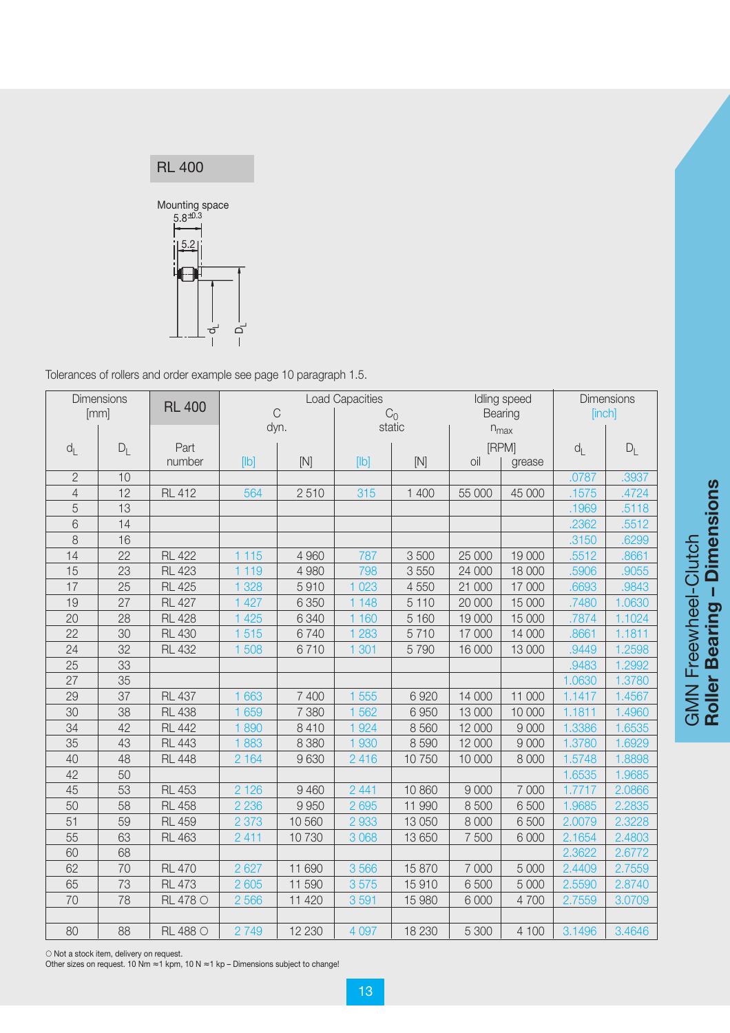## RL 400

Mounting space

$5.8^{\pm0.3}$

5.2

$d_L$ $D_L$

Tolerances of rollers and order example see page 10 paragraph 1.5.

| Dimensions [mm] | | RL 400 | Load Capacities | | | | Idling speed Bearing $n_{max}$ | | Dimensions [inch] | |
|---|---|---|---|---|---|---|---|---|---|---|
| | | | C dyn. | | $C_0$ static | | [RPM] | | | |
| $d_L$ | $D_L$ | Part number | [lb] | [N] | [lb] | [N] | oil | grease | $d_L$ | $D_L$ |
| 2 | 10 | | | | | | | | .0787 | .3937 |
| 4 | 12 | RL 412 | 564 | 2 510 | 315 | 1 400 | 55 000 | 45 000 | .1575 | .4724 |
| 5 | 13 | | | | | | | | .1969 | .5118 |
| 6 | 14 | | | | | | | | .2362 | .5512 |
| 8 | 16 | | | | | | | | .3150 | .6299 |
| 14 | 22 | RL 422 | 1 115 | 4 960 | 787 | 3 500 | 25 000 | 19 000 | .5512 | .8661 |
| 15 | 23 | RL 423 | 1 119 | 4 980 | 798 | 3 550 | 24 000 | 18 000 | .5906 | .9055 |
| 17 | 25 | RL 425 | 1 328 | 5 910 | 1 023 | 4 550 | 21 000 | 17 000 | .6693 | .9843 |
| 19 | 27 | RL 427 | 1 427 | 6 350 | 1 148 | 5 110 | 20 000 | 15 000 | .7480 | 1.0630 |
| 20 | 28 | RL 428 | 1 425 | 6 340 | 1 160 | 5 160 | 19 000 | 15 000 | .7874 | 1.1024 |
| 22 | 30 | RL 430 | 1 515 | 6 740 | 1 283 | 5 710 | 17 000 | 14 000 | .8661 | 1.1811 |
| 24 | 32 | RL 432 | 1 508 | 6 710 | 1 301 | 5 790 | 16 000 | 13 000 | .9449 | 1.2598 |
| 25 | 33 | | | | | | | | .9483 | 1.2992 |
| 27 | 35 | | | | | | | | 1.0630 | 1.3780 |
| 29 | 37 | RL 437 | 1 663 | 7 400 | 1 555 | 6 920 | 14 000 | 11 000 | 1.1417 | 1.4567 |
| 30 | 38 | RL 438 | 1 659 | 7 380 | 1 562 | 6 950 | 13 000 | 10 000 | 1.1811 | 1.4960 |
| 34 | 42 | RL 442 | 1 890 | 8 410 | 1 924 | 8 560 | 12 000 | 9 000 | 1.3386 | 1.6535 |
| 35 | 43 | RL 443 | 1 883 | 8 380 | 1 930 | 8 590 | 12 000 | 9 000 | 1.3780 | 1.6929 |
| 40 | 48 | RL 448 | 2 164 | 9 630 | 2 416 | 10 750 | 10 000 | 8 000 | 1.5748 | 1.8898 |
| 42 | 50 | | | | | | | | 1.6535 | 1.9685 |
| 45 | 53 | RL 453 | 2 126 | 9 460 | 2 441 | 10 860 | 9 000 | 7 000 | 1.7717 | 2.0866 |
| 50 | 58 | RL 458 | 2 236 | 9 950 | 2 695 | 11 990 | 8 500 | 6 500 | 1.9685 | 2.2835 |
| 51 | 59 | RL 459 | 2 373 | 10 560 | 2 933 | 13 050 | 8 000 | 6 500 | 2.0079 | 2.3228 |
| 55 | 63 | RL 463 | 2 411 | 10 730 | 3 068 | 13 650 | 7 500 | 6 000 | 2.1654 | 2.4803 |
| 60 | 68 | | | | | | | | 2.3622 | 2.6772 |
| 62 | 70 | RL 470 | 2 627 | 11 690 | 3 566 | 15 870 | 7 000 | 5 000 | 2.4409 | 2.7559 |
| 65 | 73 | RL 473 | 2 605 | 11 590 | 3 575 | 15 910 | 6 500 | 5 000 | 2.5590 | 2.8740 |
| 70 | 78 | RL 478 ○ | 2 566 | 11 420 | 3 591 | 15 980 | 6 000 | 4 700 | 2.7559 | 3.0709 |
| | | | | | | | | | | |
| 80 | 88 | RL 488 ○ | 2 749 | 12 230 | 4 097 | 18 230 | 5 300 | 4 100 | 3.1496 | 3.4646 |

○ Not a stock item, delivery on request.
Other sizes on request. 10 Nm ≈1 kpm, 10 N ≈1 kp – Dimensions subject to change!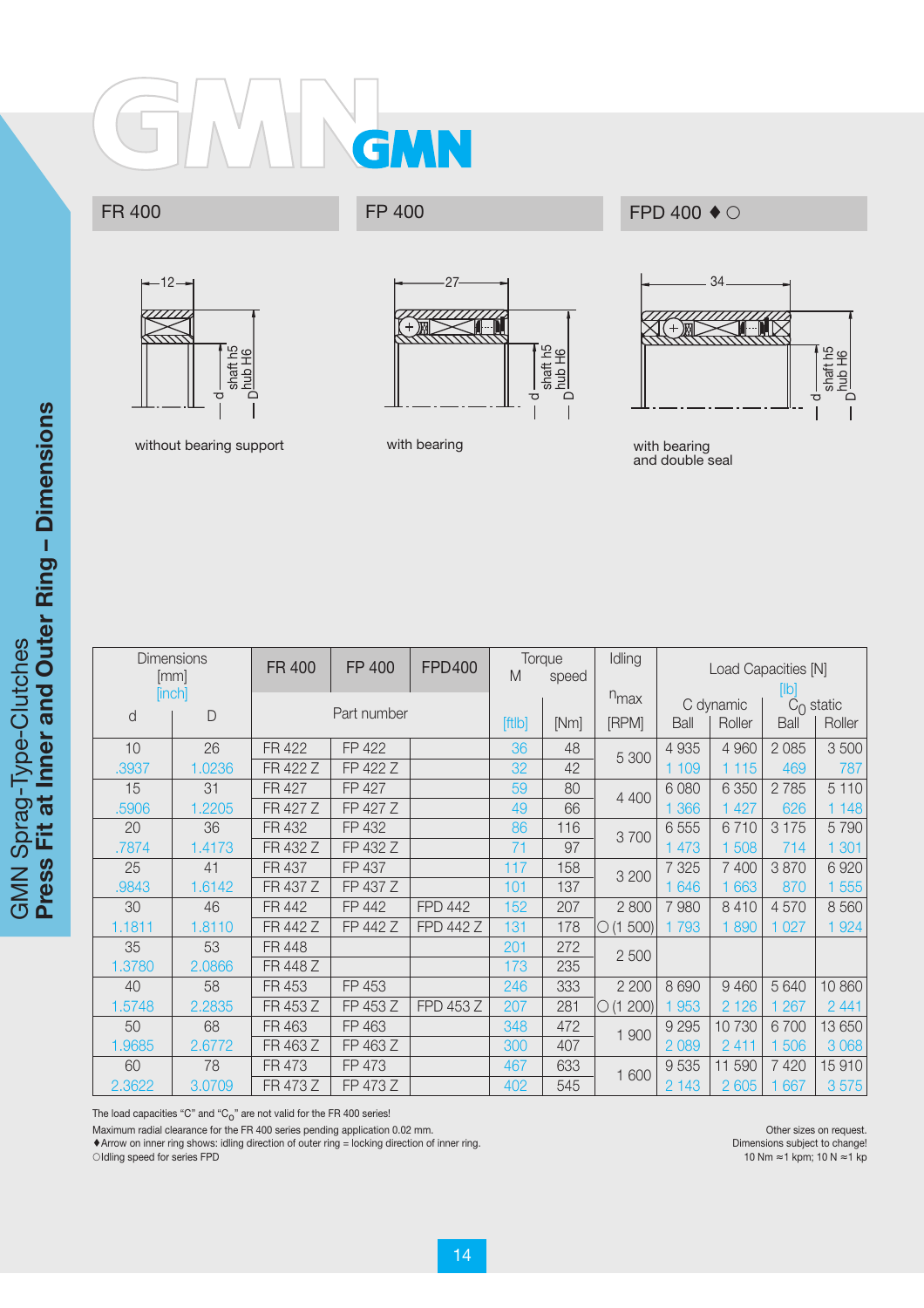# GMN Sprag-Type-Clutches Press Fit at Inner and Outer Ring – Dimensions

| FR 400 | FP 400 | FPD 400 ♦ ○ |
|---|---|---|
| without bearing support | with bearing | with bearing and double seal |

| Dimensions [mm] [inch] d | D | FR 400 | FP 400 | FPD400 | Torque M [ftlb] | Torque M [Nm] | Idling speed $n_{max}$ [RPM] | Load Capacities [N] [lb] C dynamic Ball | C dynamic Roller | $C_0$ static Ball | $C_0$ static Roller |
|---|---|---|---|---|---|---|---|---|---|---|---|
| | | Part number | | | | | | | | | |
| 10 | 26 | FR 422 | FP 422 | | 36 | 48 | 5 300 | 4 935 | 4 960 | 2 085 | 3 500 |
| .3937 | 1.0236 | FR 422 Z | FP 422 Z | | 32 | 42 | | 1 109 | 1 115 | 469 | 787 |
| 15 | 31 | FR 427 | FP 427 | | 59 | 80 | 4 400 | 6 080 | 6 350 | 2 785 | 5 110 |
| .5906 | 1.2205 | FR 427 Z | FP 427 Z | | 49 | 66 | | 1 366 | 1 427 | 626 | 1 148 |
| 20 | 36 | FR 432 | FP 432 | | 86 | 116 | 3 700 | 6 555 | 6 710 | 3 175 | 5 790 |
| .7874 | 1.4173 | FR 432 Z | FP 432 Z | | 71 | 97 | | 1 473 | 1 508 | 714 | 1 301 |
| 25 | 41 | FR 437 | FP 437 | | 117 | 158 | 3 200 | 7 325 | 7 400 | 3 870 | 6 920 |
| .9843 | 1.6142 | FR 437 Z | FP 437 Z | | 101 | 137 | | 1 646 | 1 663 | 870 | 1 555 |
| 30 | 46 | FR 442 | FP 442 | FPD 442 | 152 | 207 | 2 800 | 7 980 | 8 410 | 4 570 | 8 560 |
| 1.1811 | 1.8110 | FR 442 Z | FP 442 Z | FPD 442 Z | 131 | 178 | ○ (1 500) | 1 793 | 1 890 | 1 027 | 1 924 |
| 35 | 53 | FR 448 | | | 201 | 272 | 2 500 | | | | |
| 1.3780 | 2.0866 | FR 448 Z | | | 173 | 235 | | | | | |
| 40 | 58 | FR 453 | FP 453 | | 246 | 333 | 2 200 | 8 690 | 9 460 | 5 640 | 10 860 |
| 1.5748 | 2.2835 | FR 453 Z | FP 453 Z | FPD 453 Z | 207 | 281 | ○ (1 200) | 1 953 | 2 126 | 1 267 | 2 441 |
| 50 | 68 | FR 463 | FP 463 | | 348 | 472 | 1 900 | 9 295 | 10 730 | 6 700 | 13 650 |
| 1.9685 | 2.6772 | FR 463 Z | FP 463 Z | | 300 | 407 | | 2 089 | 2 411 | 1 506 | 3 068 |
| 60 | 78 | FR 473 | FP 473 | | 467 | 633 | 1 600 | 9 535 | 11 590 | 7 420 | 15 910 |
| 2.3622 | 3.0709 | FR 473 Z | FP 473 Z | | 402 | 545 | | 2 143 | 2 605 | 1 667 | 3 575 |

The load capacities "C" and "$C_0$" are not valid for the FR 400 series!
Maximum radial clearance for the FR 400 series pending application 0.02 mm.
♦ Arrow on inner ring shows: idling direction of outer ring = locking direction of inner ring.
○ Idling speed for series FPD

Other sizes on request.
Dimensions subject to change!
10 Nm ≈ 1 kpm; 10 N ≈ 1 kp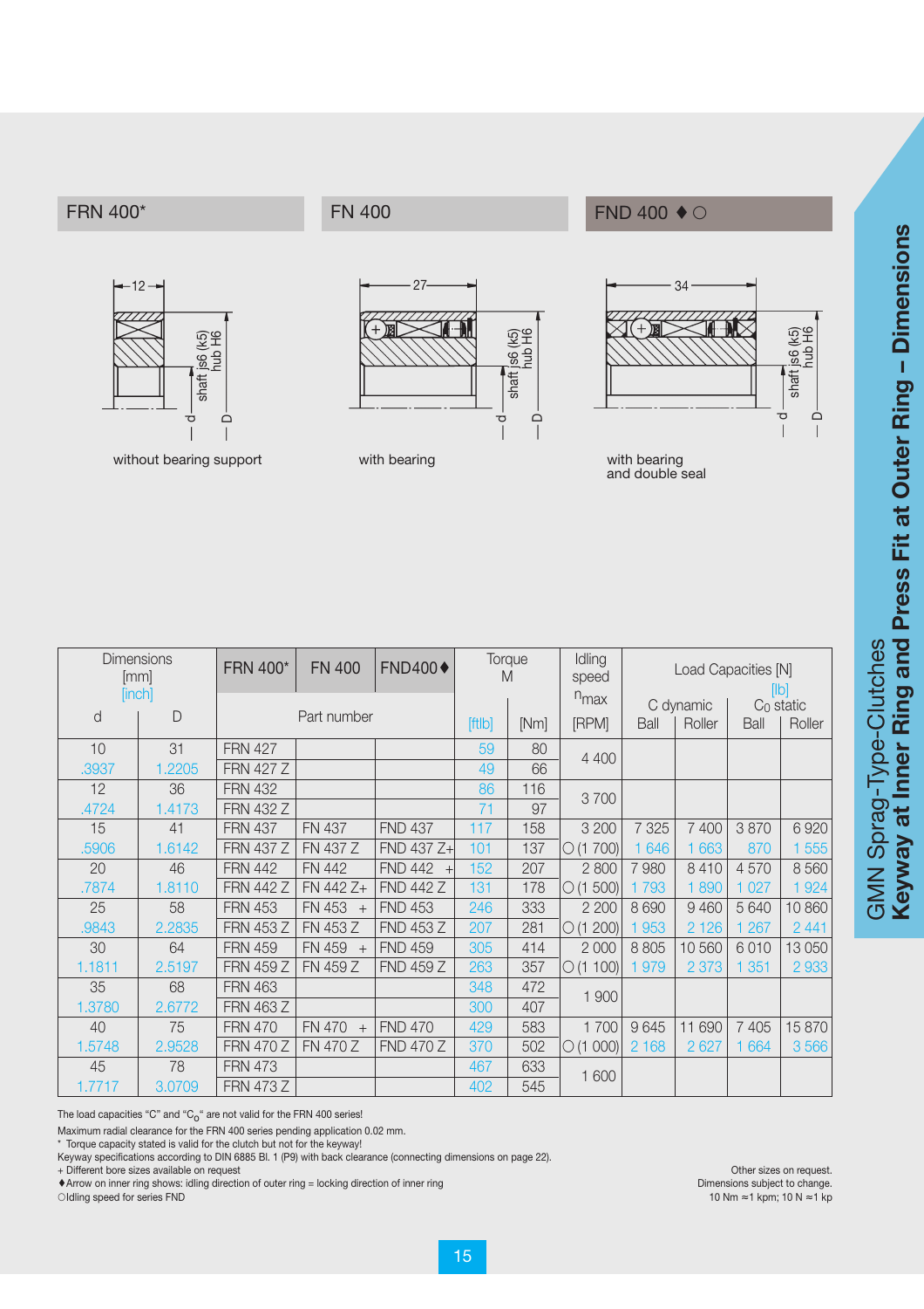# GMN Sprag-Type-Clutches
## Keyway at Inner Ring and Press Fit at Outer Ring – Dimensions

| FRN 400* | FN 400 | FND 400 ♦ ○ |
|---|---|---|
| without bearing support | with bearing | with bearing and double seal |

| Dimensions [mm] [inch] d | D | FRN 400* | FN 400 | FND400♦ | Torque M [ftlb] | [Nm] | Idling speed $n_{max}$ [RPM] | C dynamic Ball | C dynamic Roller | $C_0$ static Ball | $C_0$ static Roller |
|---|---|---|---|---|---|---|---|---|---|---|---|
| | | Part number | | | | | | Load Capacities [N] [lb] | | | |
| 10 | 31 | FRN 427 | | | 59 | 80 | 4 400 | | | | |
| .3937 | 1.2205 | FRN 427 Z | | | 49 | 66 | | | | | |
| 12 | 36 | FRN 432 | | | 86 | 116 | 3 700 | | | | |
| .4724 | 1.4173 | FRN 432 Z | | | 71 | 97 | | | | | |
| 15 | 41 | FRN 437 | FN 437 | FND 437 | 117 | 158 | 3 200 | 7 325 | 7 400 | 3 870 | 6 920 |
| .5906 | 1.6142 | FRN 437 Z | FN 437 Z | FND 437 Z+ | 101 | 137 | ○(1 700) | 1 646 | 1 663 | 870 | 1 555 |
| 20 | 46 | FRN 442 | FN 442 | FND 442 + | 152 | 207 | 2 800 | 7 980 | 8 410 | 4 570 | 8 560 |
| .7874 | 1.8110 | FRN 442 Z | FN 442 Z+ | FND 442 Z | 131 | 178 | ○(1 500) | 1 793 | 1 890 | 1 027 | 1 924 |
| 25 | 58 | FRN 453 | FN 453 + | FND 453 | 246 | 333 | 2 200 | 8 690 | 9 460 | 5 640 | 10 860 |
| .9843 | 2.2835 | FRN 453 Z | FN 453 Z | FND 453 Z | 207 | 281 | ○(1 200) | 1 953 | 2 126 | 1 267 | 2 441 |
| 30 | 64 | FRN 459 | FN 459 + | FND 459 | 305 | 414 | 2 000 | 8 805 | 10 560 | 6 010 | 13 050 |
| 1.1811 | 2.5197 | FRN 459 Z | FN 459 Z | FND 459 Z | 263 | 357 | ○(1 100) | 1 979 | 2 373 | 1 351 | 2 933 |
| 35 | 68 | FRN 463 | | | 348 | 472 | 1 900 | | | | |
| 1.3780 | 2.6772 | FRN 463 Z | | | 300 | 407 | | | | | |
| 40 | 75 | FRN 470 | FN 470 + | FND 470 | 429 | 583 | 1 700 | 9 645 | 11 690 | 7 405 | 15 870 |
| 1.5748 | 2.9528 | FRN 470 Z | FN 470 Z | FND 470 Z | 370 | 502 | ○(1 000) | 2 168 | 2 627 | 1 664 | 3 566 |
| 45 | 78 | FRN 473 | | | 467 | 633 | 1 600 | | | | |
| 1.7717 | 3.0709 | FRN 473 Z | | | 402 | 545 | | | | | |

The load capacities "C" and "$C_0$" are not valid for the FRN 400 series!
Maximum radial clearance for the FRN 400 series pending application 0.02 mm.
\* Torque capacity stated is valid for the clutch but not for the keyway!
Keyway specifications according to DIN 6885 Bl. 1 (P9) with back clearance (connecting dimensions on page 22).
+ Different bore sizes available on request
♦ Arrow on inner ring shows: idling direction of outer ring = locking direction of inner ring
○ Idling speed for series FND

Other sizes on request.
Dimensions subject to change.
10 Nm ≈1 kpm; 10 N ≈1 kp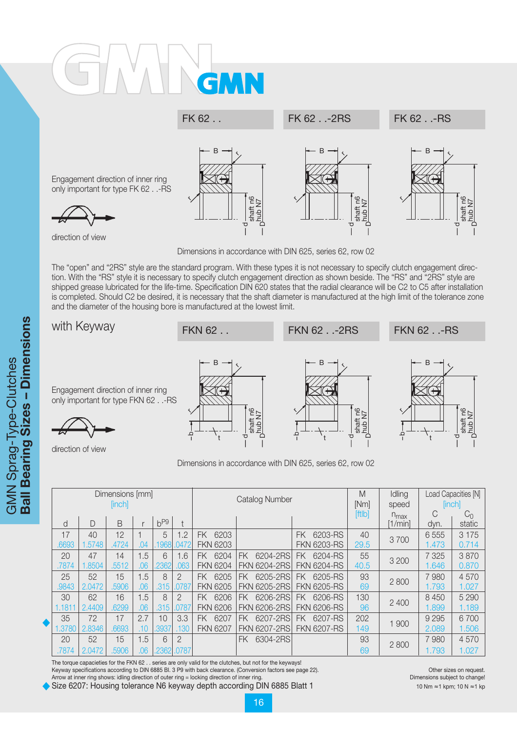# GMN

## GMN Sprag-Type-Clutches
## Ball Bearing Sizes – Dimensions

| FK 62 . . | FK 62 . .-2RS | FK 62 . .-RS |
|---|---|---|

Engagement direction of inner ring only important for type FK 62 . .-RS

direction of view

Dimensions in accordance with DIN 625, series 62, row 02

The "open" and "2RS" style are the standard program. With these types it is not necessary to specify clutch engagement direction. With the "RS" style it is necessary to specify clutch engagement direction as shown beside. The "RS" and "2RS" style are shipped grease lubricated for the life-time. Specification DIN 620 states that the radial clearance will be C2 to C5 after installation is completed. Should C2 be desired, it is necessary that the shaft diameter is manufactured at the high limit of the tolerance zone and the diameter of the housing bore is manufactured at the lowest limit.

### with Keyway

| FKN 62 . . | FKN 62 . .-2RS | FKN 62 . .-RS |
|---|---|---|

Engagement direction of inner ring only important for type FKN 62 . .-RS

direction of view

Dimensions in accordance with DIN 625, series 62, row 02

| Dimensions [mm] [inch] | | | | | | Catalog Number | | | M [Nm] [ftlb] | Idling speed $n_{max}$ [1/min] | Load Capacities [N] [inch] | |
|---|---|---|---|---|---|---|---|---|---|---|---|---|
| d | D | B | r | $b^{P9}$ | t | | | | | | C dyn. | $C_0$ static |
| 17 .6693 | 40 1.5748 | 12 .4724 | 1 .04 | 5 .1968 | 1.2 .0472 | FK 6203 FKN 6203 | | FK 6203-RS FKN 6203-RS | 40 29.5 | 3 700 | 6 555 1.473 | 3 175 0.714 |
| 20 .7874 | 47 1.8504 | 14 .5512 | 1.5 .06 | 6 .2362 | 1.6 .063 | FK 6204 FKN 6204 | FK 6204-2RS FKN 6204-2RS | FK 6204-RS FKN 6204-RS | 55 40.5 | 3 200 | 7 325 1.646 | 3 870 0.870 |
| 25 .9843 | 52 2.0472 | 15 .5906 | 1.5 .06 | 8 .315 | 2 .0787 | FK 6205 FKN 6205 | FK 6205-2RS FKN 6205-2RS | FK 6205-RS FKN 6205-RS | 93 69 | 2 800 | 7 980 1.793 | 4 570 1.027 |
| 30 1.1811 | 62 2.4409 | 16 .6299 | 1.5 .06 | 8 .315 | 2 .0787 | FK 6206 FKN 6206 | FK 6206-2RS FKN 6206-2RS | FK 6206-RS FKN 6206-RS | 130 96 | 2 400 | 8 450 1.899 | 5 290 1.189 |
| ◆ 35 1.3780 | 72 2.8346 | 17 .6693 | 2.7 .10 | 10 .3937 | 3.3 .130 | FK 6207 FKN 6207 | FK 6207-2RS FKN 6207-2RS | FK 6207-RS FKN 6207-RS | 202 149 | 1 900 | 9 295 2.089 | 6 700 1.506 |
| 20 .7874 | 52 2.0472 | 15 .5906 | 1.5 .06 | 6 .2362 | 2 .0787 | | FK 6304-2RS | | 93 69 | 2 800 | 7 980 1.793 | 4 570 1.027 |

The torque capacieties for the FKN 62 . . series are only valid for the clutches, but not for the keyways!
Keyway specifications according to DIN 6885 Bl. 3 P9 with with back clearance. (Conversion factors see page 22).
Arrow at inner ring shows: idling direction of outer ring = locking direction of inner ring.

◆ Size 6207: Housing tolerance N6 keyway depth according DIN 6885 Blatt 1

Other sizes on request.
Dimensions subject to change!
10 Nm ≈1 kpm; 10 N ≈1 kp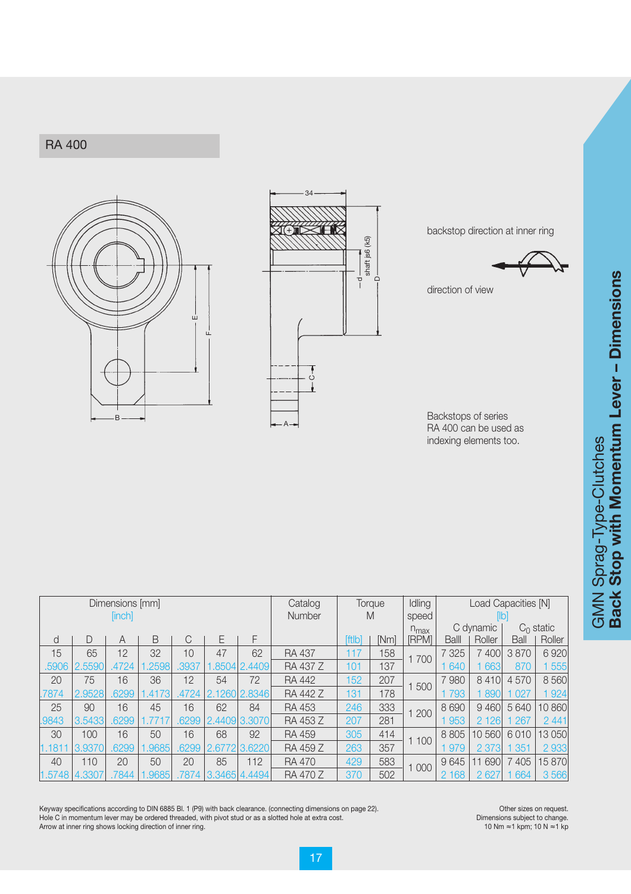## RA 400

backstop direction at inner ring

direction of view

Backstops of series RA 400 can be used as indexing elements too.

| Dimensions [mm] [inch] | | | | | | | Catalog Number | Torque M | | Idling speed $n_{max}$ | Load Capacities [N] [lb] | | | |
|---|---|---|---|---|---|---|---|---|---|---|---|---|---|---|
| | | | | | | | | | | | C dynamic | | $C_0$ static | |
| d | D | A | B | C | E | F | | [ftlb] | [Nm] | [RPM] | Balll | Roller | Ball | Roller |
| 15 | 65 | 12 | 32 | 10 | 47 | 62 | RA 437 | 117 | 158 | 1 700 | 7 325 | 7 400 | 3 870 | 6 920 |
| .5906 | 2.5590 | .4724 | 1.2598 | .3937 | 1.8504 | 2.4409 | RA 437 Z | 101 | 137 | | 1 640 | 1 663 | 870 | 1 555 |
| 20 | 75 | 16 | 36 | 12 | 54 | 72 | RA 442 | 152 | 207 | 1 500 | 7 980 | 8 410 | 4 570 | 8 560 |
| .7874 | 2.9528 | .6299 | 1.4173 | .4724 | 2.1260 | 2.8346 | RA 442 Z | 131 | 178 | | 1 793 | 1 890 | 1 027 | 1 924 |
| 25 | 90 | 16 | 45 | 16 | 62 | 84 | RA 453 | 246 | 333 | 1 200 | 8 690 | 9 460 | 5 640 | 10 860 |
| .9843 | 3.5433 | .6299 | 1.7717 | .6299 | 2.4409 | 3.3070 | RA 453 Z | 207 | 281 | | 1 953 | 2 126 | 1 267 | 2 441 |
| 30 | 100 | 16 | 50 | 16 | 68 | 92 | RA 459 | 305 | 414 | 1 100 | 8 805 | 10 560 | 6 010 | 13 050 |
| 1.1811 | 3.9370 | .6299 | 1.9685 | .6299 | 2.6772 | 3.6220 | RA 459 Z | 263 | 357 | | 1 979 | 2 373 | 1 351 | 2 933 |
| 40 | 110 | 20 | 50 | 20 | 85 | 112 | RA 470 | 429 | 583 | 1 000 | 9 645 | 11 690 | 7 405 | 15 870 |
| 1.5748 | 4.3307 | .7844 | 1.9685 | .7874 | 3.3465 | 4.4494 | RA 470 Z | 370 | 502 | | 2 168 | 2 627 | 1 664 | 3 566 |

Keyway specifications according to DIN 6885 Bl. 1 (P9) with back clearance. (connecting dimensions on page 22).
Hole C in momentum lever may be ordered threaded, with pivot stud or as a slotted hole at extra cost.
Arrow at inner ring shows locking direction of inner ring.

Other sizes on request.
Dimensions subject to change.
10 Nm ≈1 kpm; 10 N ≈1 kp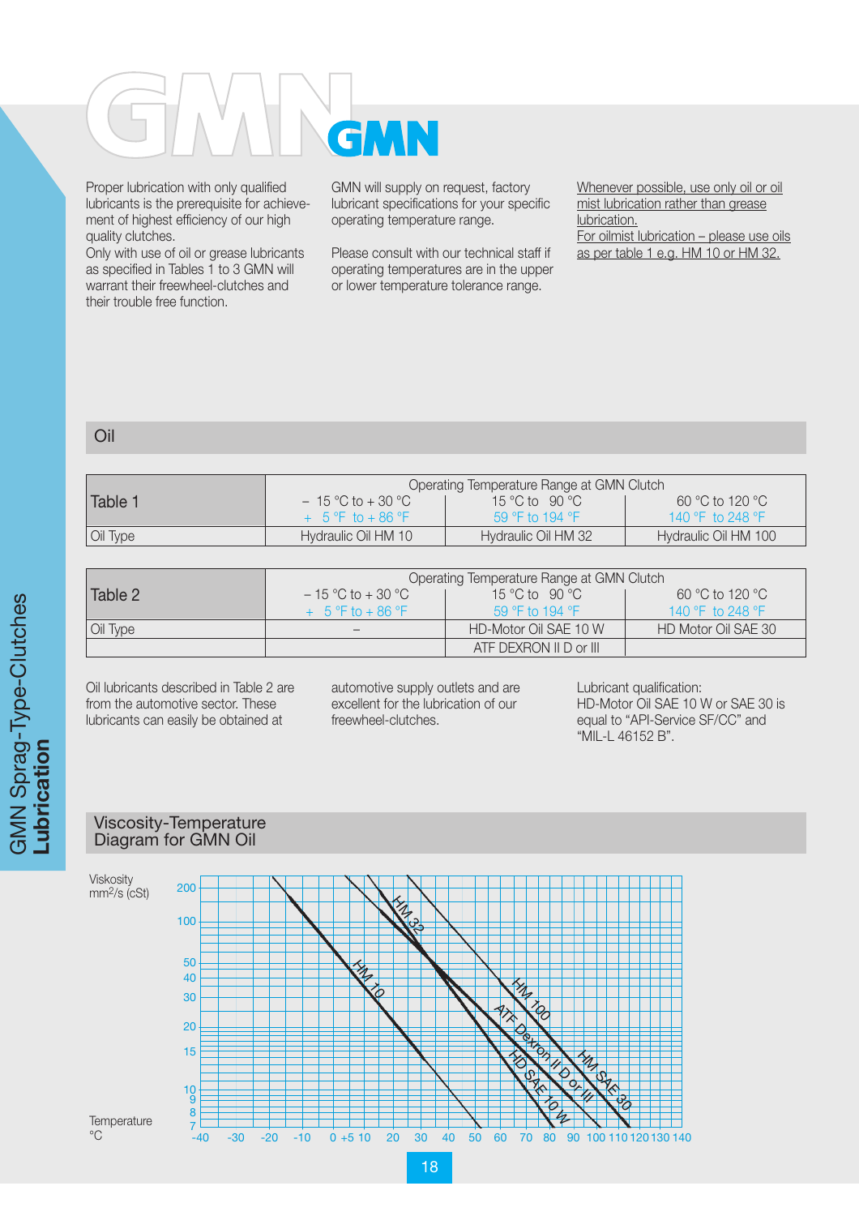# GMN

Proper lubrication with only qualified lubricants is the prerequisite for achievement of highest efficiency of our high quality clutches.
Only with use of oil or grease lubricants as specified in Tables 1 to 3 GMN will warrant their freewheel-clutches and their trouble free function.

GMN will supply on request, factory lubricant specifications for your specific operating temperature range.

Please consult with our technical staff if operating temperatures are in the upper or lower temperature tolerance range.

Whenever possible, use only oil or oil mist lubrication rather than grease lubrication.
For oilmist lubrication – please use oils as per table 1 e.g. HM 10 or HM 32.

## Oil

| Table 1 | Operating Temperature Range at GMN Clutch – 15 °C to + 30 °C / + 5 °F to + 86 °F | 15 °C to 90 °C / 59 °F to 194 °F | 60 °C to 120 °C / 140 °F to 248 °F |
|---|---|---|---|
| Oil Type | Hydraulic Oil HM 10 | Hydraulic Oil HM 32 | Hydraulic Oil HM 100 |

| Table 2 | Operating Temperature Range at GMN Clutch – 15 °C to + 30 °C / + 5 °F to + 86 °F | 15 °C to 90 °C / 59 °F to 194 °F | 60 °C to 120 °C / 140 °F to 248 °F |
|---|---|---|---|
| Oil Type | – | HD-Motor Oil SAE 10 W | HD Motor Oil SAE 30 |
| | | ATF DEXRON II D or III | |

Oil lubricants described in Table 2 are from the automotive sector. These lubricants can easily be obtained at automotive supply outlets and are excellent for the lubrication of our freewheel-clutches.

Lubricant qualification:
HD-Motor Oil SAE 10 W or SAE 30 is equal to "API-Service SF/CC" and "MIL-L 46152 B".

## Viscosity-Temperature Diagram for GMN Oil

Viskosity mm²/s (cSt): 200, 100, 50, 40, 30, 20, 15, 10, 9, 8, 7

Temperature °C: -40, -30, -20, -10, 0, +5, 10, 20, 30, 40, 50, 60, 70, 80, 90, 100, 110, 120, 130, 140

Curves: HM 10, HM 32, HM 100, ATF Dexron II D or III, HD SAE 10 W, HM SAE 30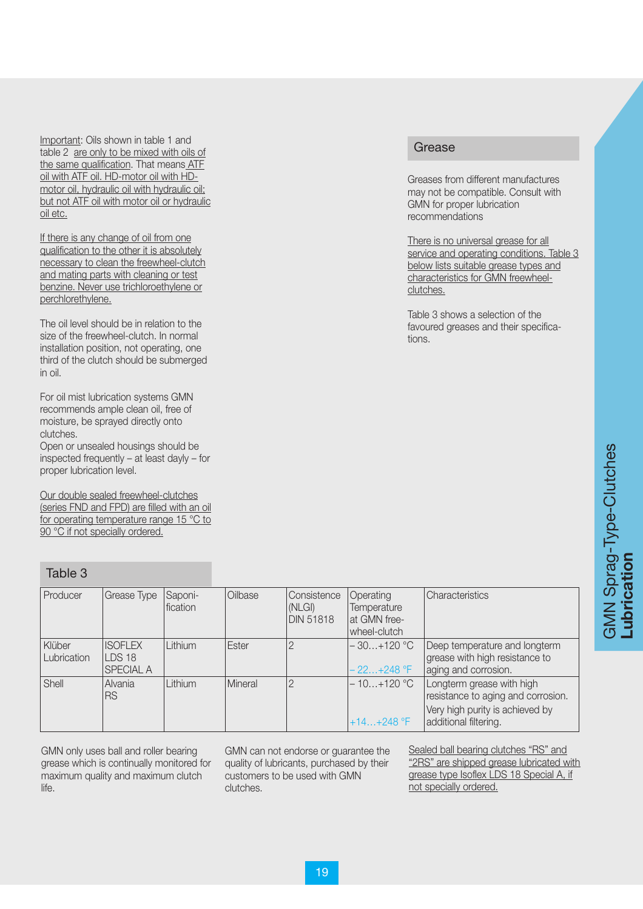Important: Oils shown in table 1 and table 2 are only to be mixed with oils of the same qualification. That means ATF oil with ATF oil. HD-motor oil with HD-motor oil, hydraulic oil with hydraulic oil; but not ATF oil with motor oil or hydraulic oil etc.

If there is any change of oil from one qualification to the other it is absolutely necessary to clean the freewheel-clutch and mating parts with cleaning or test benzine. Never use trichloroethylene or perchlorethylene.

The oil level should be in relation to the size of the freewheel-clutch. In normal installation position, not operating, one third of the clutch should be submerged in oil.

For oil mist lubrication systems GMN recommends ample clean oil, free of moisture, be sprayed directly onto clutches.
Open or unsealed housings should be inspected frequently – at least dayly – for proper lubrication level.

Our double sealed freewheel-clutches (series FND and FPD) are filled with an oil for operating temperature range 15 °C to 90 °C if not specially ordered.

## Grease

Greases from different manufactures may not be compatible. Consult with GMN for proper lubrication recommendations

There is no universal grease for all service and operating conditions. Table 3 below lists suitable grease types and characteristics for GMN freewheel-clutches.

Table 3 shows a selection of the favoured greases and their specifica-tions.

### Table 3

| Producer | Grease Type | Saponi-fication | Oilbase | Consistence (NLGI) DIN 51818 | Operating Temperature at GMN free-wheel-clutch | Characteristics |
|---|---|---|---|---|---|---|
| Klüber Lubrication | ISOFLEX LDS 18 SPECIAL A | Lithium | Ester | 2 | – 30…+120 °C<br>– 22…+248 °F | Deep temperature and longterm grease with high resistance to aging and corrosion. |
| Shell | Alvania RS | Lithium | Mineral | 2 | – 10…+120 °C<br>+14…+248 °F | Longterm grease with high resistance to aging and corrosion. Very high purity is achieved by additional filtering. |

GMN only uses ball and roller bearing grease which is continually monitored for maximum quality and maximum clutch life.

GMN can not endorse or guarantee the quality of lubricants, purchased by their customers to be used with GMN clutches.

Sealed ball bearing clutches “RS” and “2RS” are shipped grease lubricated with grease type Isoflex LDS 18 Special A, if not specially ordered.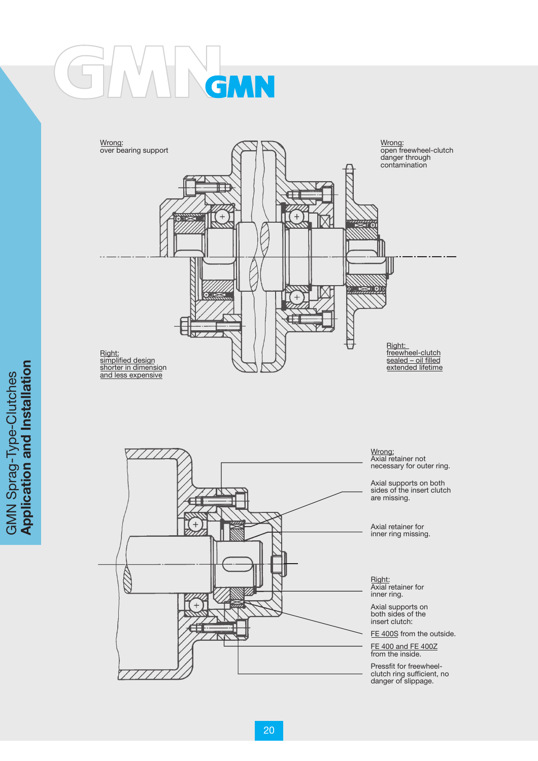Wrong:
over bearing support

Wrong:
open freewheel-clutch danger through contamination

Right:
simplified design shorter in dimension and less expensive

Right:
freewheel-clutch sealed – oil filled extended lifetime

Wrong:
Axial retainer not necessary for outer ring.

Axial supports on both sides of the insert clutch are missing.

Axial retainer for inner ring missing.

Right:
Axial retainer for inner ring.

Axial supports on both sides of the insert clutch:

FE 400S from the outside.

FE 400 and FE 400Z from the inside.

Pressfit for freewheel-clutch ring sufficient, no danger of slippage.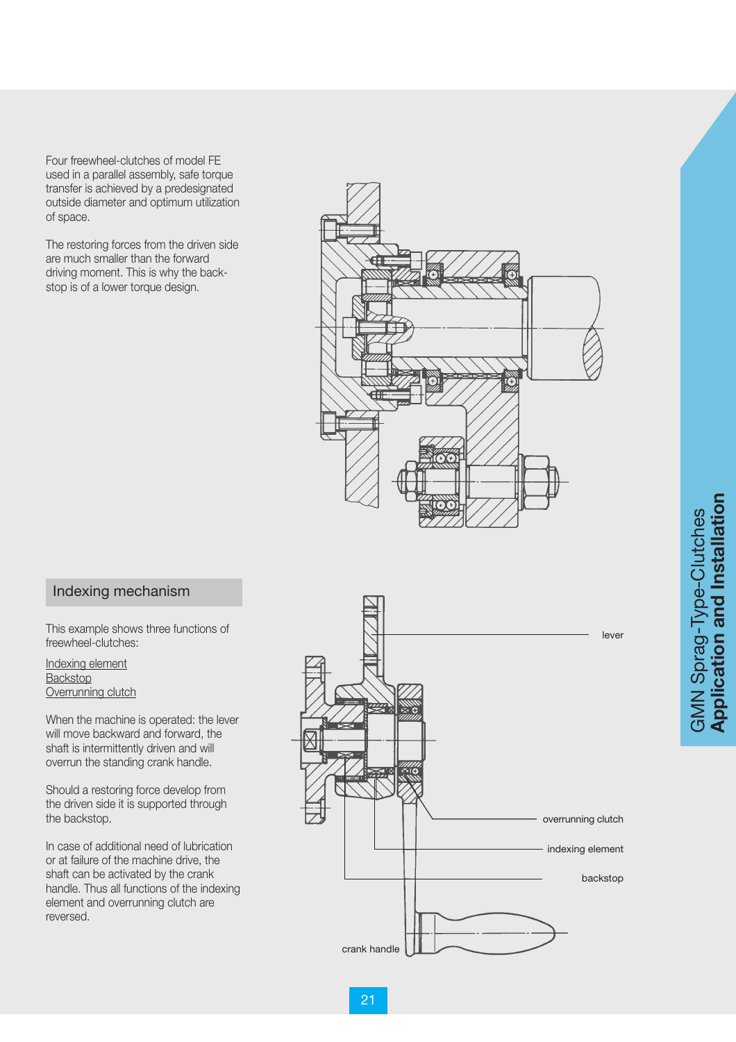Four freewheel-clutches of model FE used in a parallel assembly, safe torque transfer is achieved by a predesignated outside diameter and optimum utilization of space.

The restoring forces from the driven side are much smaller than the forward driving moment. This is why the backstop is of a lower torque design.

## Indexing mechanism

This example shows three functions of freewheel-clutches:

Indexing element
Backstop
Overrunning clutch

When the machine is operated: the lever will move backward and forward, the shaft is intermittently driven and will overrun the standing crank handle.

Should a restoring force develop from the driven side it is supported through the backstop.

In case of additional need of lubrication or at failure of the machine drive, the shaft can be activated by the crank handle. Thus all functions of the indexing element and overrunning clutch are reversed.

lever

overrunning clutch

indexing element

backstop

crank handle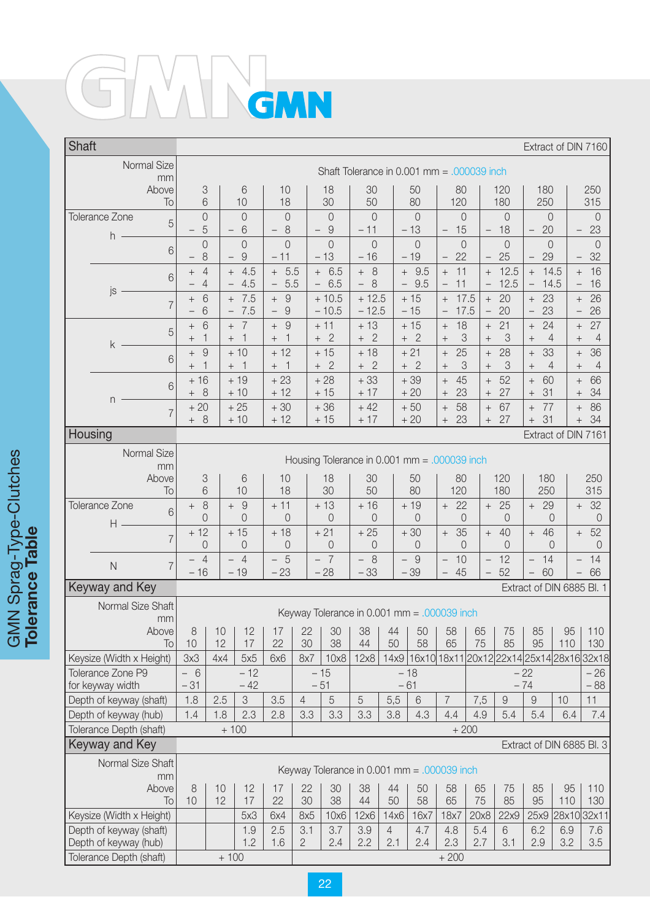# GMN

## GMN Sprag-Type-Clutches Tolerance Table

### Shaft

Extract of DIN 7160

Shaft Tolerance in 0.001 mm = .000039 inch

| Normal Size mm | | Above / To | 3 / 6 | 6 / 10 | 10 / 18 | 18 / 30 | 30 / 50 | 50 / 80 | 80 / 120 | 120 / 180 | 180 / 250 | 250 / 315 |
|---|---|---|---|---|---|---|---|---|---|---|---|---|
| Tolerance Zone | h | 5 | 0 / − 5 | 0 / − 6 | 0 / − 8 | 0 / − 9 | 0 / − 11 | 0 / − 13 | 0 / − 15 | 0 / − 18 | 0 / − 20 | 0 / − 23 |
| | h | 6 | 0 / − 8 | 0 / − 9 | 0 / − 11 | 0 / − 13 | 0 / − 16 | 0 / − 19 | 0 / − 22 | 0 / − 25 | 0 / − 29 | 0 / − 32 |
| | js | 6 | + 4 / − 4 | + 4.5 / − 4.5 | + 5.5 / − 5.5 | + 6.5 / − 6.5 | + 8 / − 8 | + 9.5 / − 9.5 | + 11 / − 11 | + 12.5 / − 12.5 | + 14.5 / − 14.5 | + 16 / − 16 |
| | js | 7 | + 6 / − 6 | + 7.5 / − 7.5 | + 9 / − 9 | + 10.5 / − 10.5 | + 12.5 / − 12.5 | + 15 / − 15 | + 17.5 / − 17.5 | + 20 / − 20 | + 23 / − 23 | + 26 / − 26 |
| | k | 5 | + 6 / + 1 | + 7 / + 1 | + 9 / + 1 | + 11 / + 2 | + 13 / + 2 | + 15 / + 2 | + 18 / + 3 | + 21 / + 3 | + 24 / + 4 | + 27 / + 4 |
| | k | 6 | + 9 / + 1 | + 10 / + 1 | + 12 / + 1 | + 15 / + 2 | + 18 / + 2 | + 21 / + 2 | + 25 / + 3 | + 28 / + 3 | + 33 / + 4 | + 36 / + 4 |
| | n | 6 | + 16 / + 8 | + 19 / + 10 | + 23 / + 12 | + 28 / + 15 | + 33 / + 17 | + 39 / + 20 | + 45 / + 23 | + 52 / + 27 | + 60 / + 31 | + 66 / + 34 |
| | n | 7 | + 20 / + 8 | + 25 / + 10 | + 30 / + 12 | + 36 / + 15 | + 42 / + 17 | + 50 / + 20 | + 58 / + 23 | + 67 / + 27 | + 77 / + 31 | + 86 / + 34 |

### Housing

Extract of DIN 7161

Housing Tolerance in 0.001 mm = .000039 inch

| Normal Size mm | | Above / To | 3 / 6 | 6 / 10 | 10 / 18 | 18 / 30 | 30 / 50 | 50 / 80 | 80 / 120 | 120 / 180 | 180 / 250 | 250 / 315 |
|---|---|---|---|---|---|---|---|---|---|---|---|---|
| Tolerance Zone | H | 6 | + 8 / 0 | + 9 / 0 | + 11 / 0 | + 13 / 0 | + 16 / 0 | + 19 / 0 | + 22 / 0 | + 25 / 0 | + 29 / 0 | + 32 / 0 |
| | H | 7 | + 12 / 0 | + 15 / 0 | + 18 / 0 | + 21 / 0 | + 25 / 0 | + 30 / 0 | + 35 / 0 | + 40 / 0 | + 46 / 0 | + 52 / 0 |
| | N | 7 | − 4 / − 16 | − 4 / − 19 | − 5 / − 23 | − 7 / − 28 | − 8 / − 33 | − 9 / − 39 | − 10 / − 45 | − 12 / − 52 | − 14 / − 60 | − 14 / − 66 |

### Keyway and Key

Extract of DIN 6885 Bl. 1

Keyway Tolerance in 0.001 mm = .000039 inch

| Normal Size Shaft mm Above / To | 8 / 10 | 10 / 12 | 12 / 17 | 17 / 22 | 22 / 30 | 30 / 38 | 38 / 44 | 44 / 50 | 50 / 58 | 58 / 65 | 65 / 75 | 75 / 85 | 85 / 95 | 95 / 110 | 110 / 130 |
|---|---|---|---|---|---|---|---|---|---|---|---|---|---|---|---|
| Keysize (Width x Height) | 3x3 | 4x4 | 5x5 | 6x6 | 8x7 | 10x8 | 12x8 | 14x9 | 16x10 | 18x11 | 20x12 | 22x14 | 25x14 | 28x16 | 32x18 |
| Tolerance Zone P9 for keyway width | − 6 / − 31 | | − 12 / − 42 | | − 15 / − 51 | | | − 18 / − 61 | | | | − 22 / − 74 | | | − 26 / − 88 |
| Depth of keyway (shaft) | 1.8 | 2.5 | 3 | 3.5 | 4 | 5 | 5 | 5,5 | 6 | 7 | 7,5 | 9 | 9 | 10 | 11 |
| Depth of keyway (hub) | 1.4 | 1.8 | 2.3 | 2.8 | 3.3 | 3.3 | 3.3 | 3.8 | 4.3 | 4.4 | 4.9 | 5.4 | 5.4 | 6.4 | 7.4 |
| Tolerance Depth (shaft) | | | + 100 | | | | | | | + 200 | | | | | |

### Keyway and Key

Extract of DIN 6885 Bl. 3

Keyway Tolerance in 0.001 mm = .000039 inch

| Normal Size Shaft mm Above / To | 8 / 10 | 10 / 12 | 12 / 17 | 17 / 22 | 22 / 30 | 30 / 38 | 38 / 44 | 44 / 50 | 50 / 58 | 58 / 65 | 65 / 75 | 75 / 85 | 85 / 95 | 95 / 110 | 110 / 130 |
|---|---|---|---|---|---|---|---|---|---|---|---|---|---|---|---|
| Keysize (Width x Height) | | | 5x3 | 6x4 | 8x5 | 10x6 | 12x6 | 14x6 | 16x7 | 18x7 | 20x8 | 22x9 | 25x9 | 28x10 | 32x11 |
| Depth of keyway (shaft) | | | 1.9 | 2.5 | 3.1 | 3.7 | 3.9 | 4 | 4.7 | 4.8 | 5.4 | 6 | 6.2 | 6.9 | 7.6 |
| Depth of keyway (hub) | | | 1.2 | 1.6 | 2 | 2.4 | 2.2 | 2.1 | 2.4 | 2.3 | 2.7 | 3.1 | 2.9 | 3.2 | 3.5 |
| Tolerance Depth (shaft) | | | + 100 | | | | | | | + 200 | | | | | |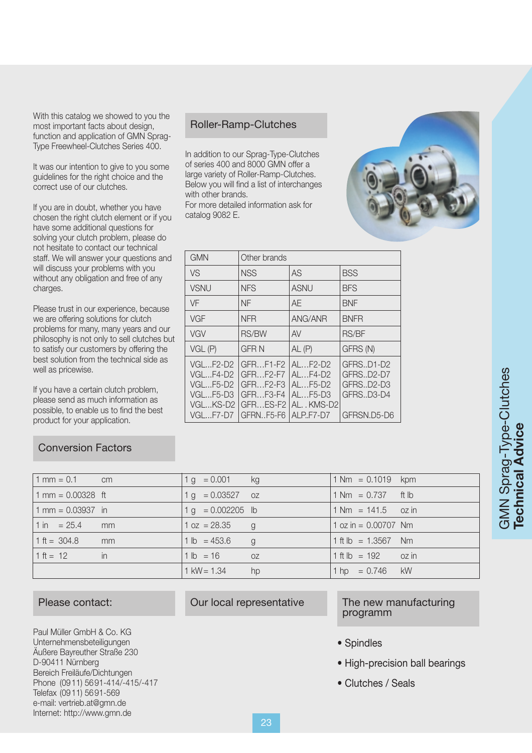With this catalog we showed to you the most important facts about design, function and application of GMN Sprag-Type Freewheel-Clutches Series 400.

It was our intention to give to you some guidelines for the right choice and the correct use of our clutches.

If you are in doubt, whether you have chosen the right clutch element or if you have some additional questions for solving your clutch problem, please do not hesitate to contact our technical staff. We will answer your questions and will discuss your problems with you without any obligation and free of any charges.

Please trust in our experience, because we are offering solutions for clutch problems for many, many years and our philosophy is not only to sell clutches but to satisfy our customers by offering the best solution from the technical side as well as pricewise.

If you have a certain clutch problem, please send as much information as possible, to enable us to find the best product for your application.

## Roller-Ramp-Clutches

In addition to our Sprag-Type-Clutches of series 400 and 8000 GMN offer a large variety of Roller-Ramp-Clutches. Below you will find a list of interchanges with other brands.
For more detailed information ask for catalog 9082 E.

| GMN | Other brands | | |
|---|---|---|---|
| VS | NSS | AS | BSS |
| VSNU | NFS | ASNU | BFS |
| VF | NF | AE | BNF |
| VGF | NFR | ANG/ANR | BNFR |
| VGV | RS/BW | AV | RS/BF |
| VGL (P) | GFR N | AL (P) | GFRS (N) |
| VGL...F2-D2<br>VGL...F4-D2<br>VGL...F5-D2<br>VGL...F5-D3<br>VGL...KS-D2<br>VGL...F7-D7 | GFR...F1-F2<br>GFR...F2-F7<br>GFR...F2-F3<br>GFR...F3-F4<br>GFR...ES-F2<br>GFRN..F5-F6 | AL...F2-D2<br>AL...F4-D2<br>AL...F5-D2<br>AL...F5-D3<br>AL. . KMS-D2<br>ALP.F7-D7 | GFRS..D1-D2<br>GFRS..D2-D7<br>GFRS..D2-D3<br>GFRS..D3-D4<br><br>GFRSN.D5-D6 |

## Conversion Factors

| | | |
|---|---|---|
| 1 mm = 0.1 cm | 1 g = 0.001 kg | 1 Nm = 0.1019 kpm |
| 1 mm = 0.00328 ft | 1 g = 0.03527 oz | 1 Nm = 0.737 ft lb |
| 1 mm = 0.03937 in | 1 g = 0.002205 lb | 1 Nm = 141.5 oz in |
| 1 in = 25.4 mm | 1 oz = 28.35 g | 1 oz in = 0.00707 Nm |
| 1 ft = 304.8 mm | 1 lb = 453.6 g | 1 ft lb = 1.3567 Nm |
| 1 ft = 12 in | 1 lb = 16 oz | 1 ft lb = 192 oz in |
| | 1 kW = 1.34 hp | 1 hp = 0.746 kW |

## Please contact:

Paul Müller GmbH & Co. KG
Unternehmensbeteiligungen
Äußere Bayreuther Straße 230
D-90411 Nürnberg
Bereich Freiläufe/Dichtungen
Phone (0911) 5691-414/-415/-417
Telefax (0911) 5691-569
e-mail: vertrieb.at@gmn.de
Internet: http://www.gmn.de

## Our local representative

## The new manufacturing programm

- Spindles
- High-precision ball bearings
- Clutches / Seals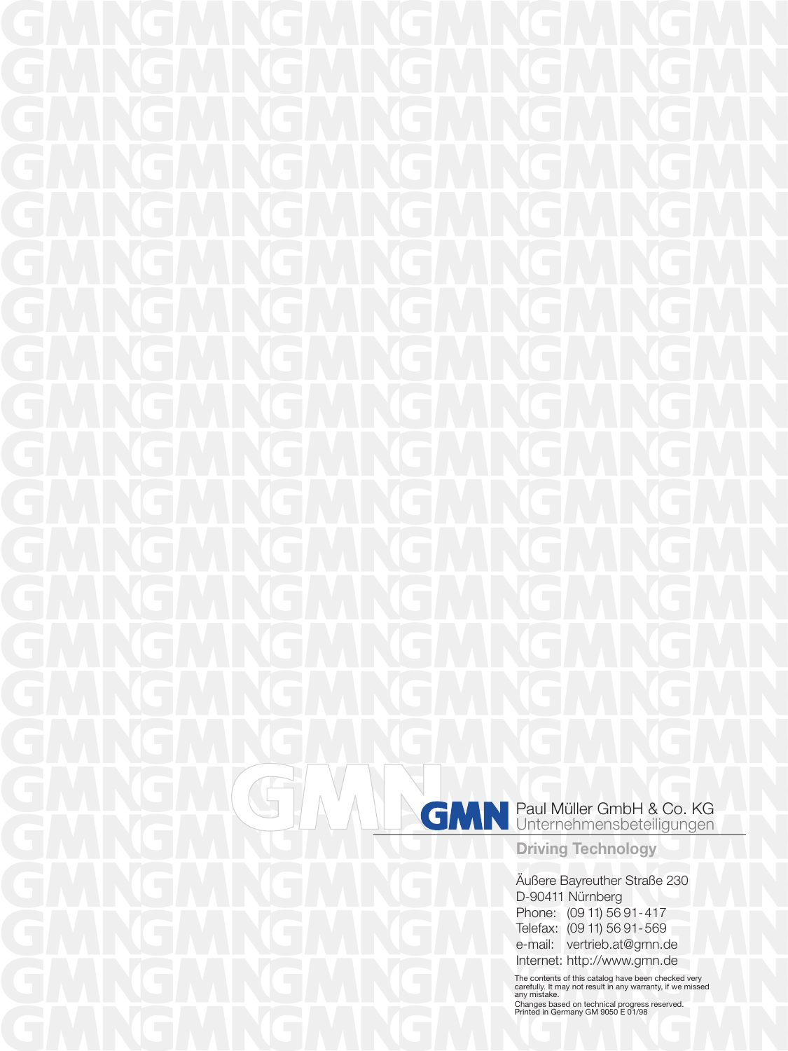GMN Paul Müller GmbH & Co. KG
Unternehmensbeteiligungen

**Driving Technology**

Äußere Bayreuther Straße 230
D-90411 Nürnberg
Phone: (09 11) 56 91 - 417
Telefax: (09 11) 56 91 - 569
e-mail: vertrieb.at@gmn.de
Internet: http://www.gmn.de

The contents of this catalog have been checked very carefully. It may not result in any warranty, if we missed any mistake.
Changes based on technical progress reserved.
Printed in Germany GM 9050 E 01/98